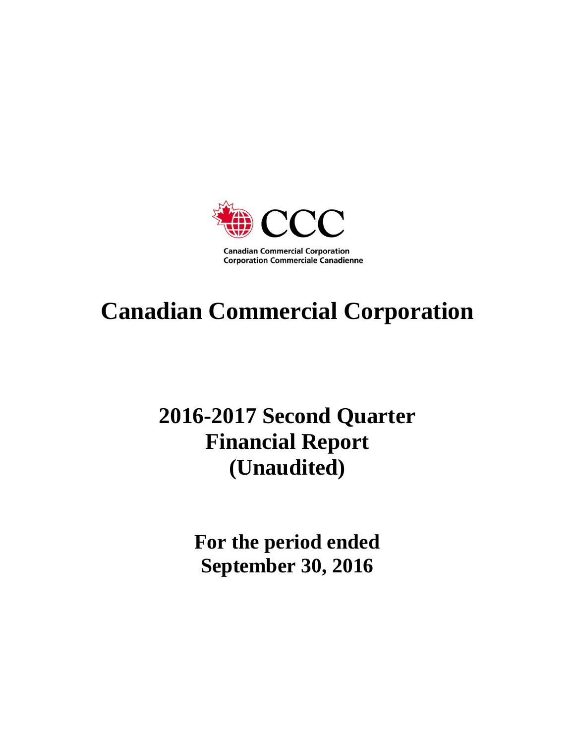CCC

Canadian Commercial Corporation
Corporation Commerciale Canadienne

# Canadian Commercial Corporation

## 2016-2017 Second Quarter Financial Report (Unaudited)

### For the period ended September 30, 2016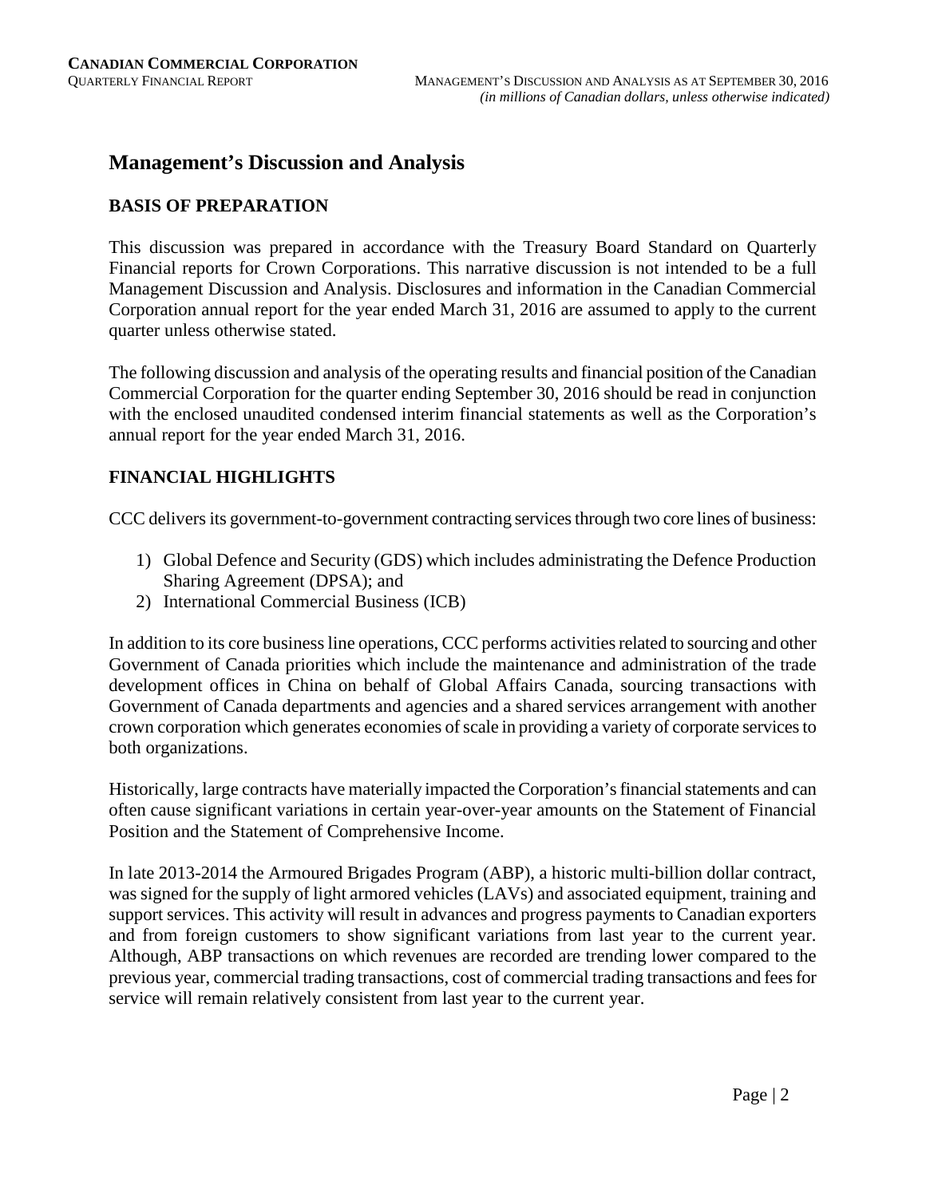# Management's Discussion and Analysis

## BASIS OF PREPARATION

This discussion was prepared in accordance with the Treasury Board Standard on Quarterly Financial reports for Crown Corporations. This narrative discussion is not intended to be a full Management Discussion and Analysis. Disclosures and information in the Canadian Commercial Corporation annual report for the year ended March 31, 2016 are assumed to apply to the current quarter unless otherwise stated.

The following discussion and analysis of the operating results and financial position of the Canadian Commercial Corporation for the quarter ending September 30, 2016 should be read in conjunction with the enclosed unaudited condensed interim financial statements as well as the Corporation's annual report for the year ended March 31, 2016.

## FINANCIAL HIGHLIGHTS

CCC delivers its government-to-government contracting services through two core lines of business:

1) Global Defence and Security (GDS) which includes administrating the Defence Production Sharing Agreement (DPSA); and
2) International Commercial Business (ICB)

In addition to its core business line operations, CCC performs activities related to sourcing and other Government of Canada priorities which include the maintenance and administration of the trade development offices in China on behalf of Global Affairs Canada, sourcing transactions with Government of Canada departments and agencies and a shared services arrangement with another crown corporation which generates economies of scale in providing a variety of corporate services to both organizations.

Historically, large contracts have materially impacted the Corporation's financial statements and can often cause significant variations in certain year-over-year amounts on the Statement of Financial Position and the Statement of Comprehensive Income.

In late 2013-2014 the Armoured Brigades Program (ABP), a historic multi-billion dollar contract, was signed for the supply of light armored vehicles (LAVs) and associated equipment, training and support services. This activity will result in advances and progress payments to Canadian exporters and from foreign customers to show significant variations from last year to the current year. Although, ABP transactions on which revenues are recorded are trending lower compared to the previous year, commercial trading transactions, cost of commercial trading transactions and fees for service will remain relatively consistent from last year to the current year.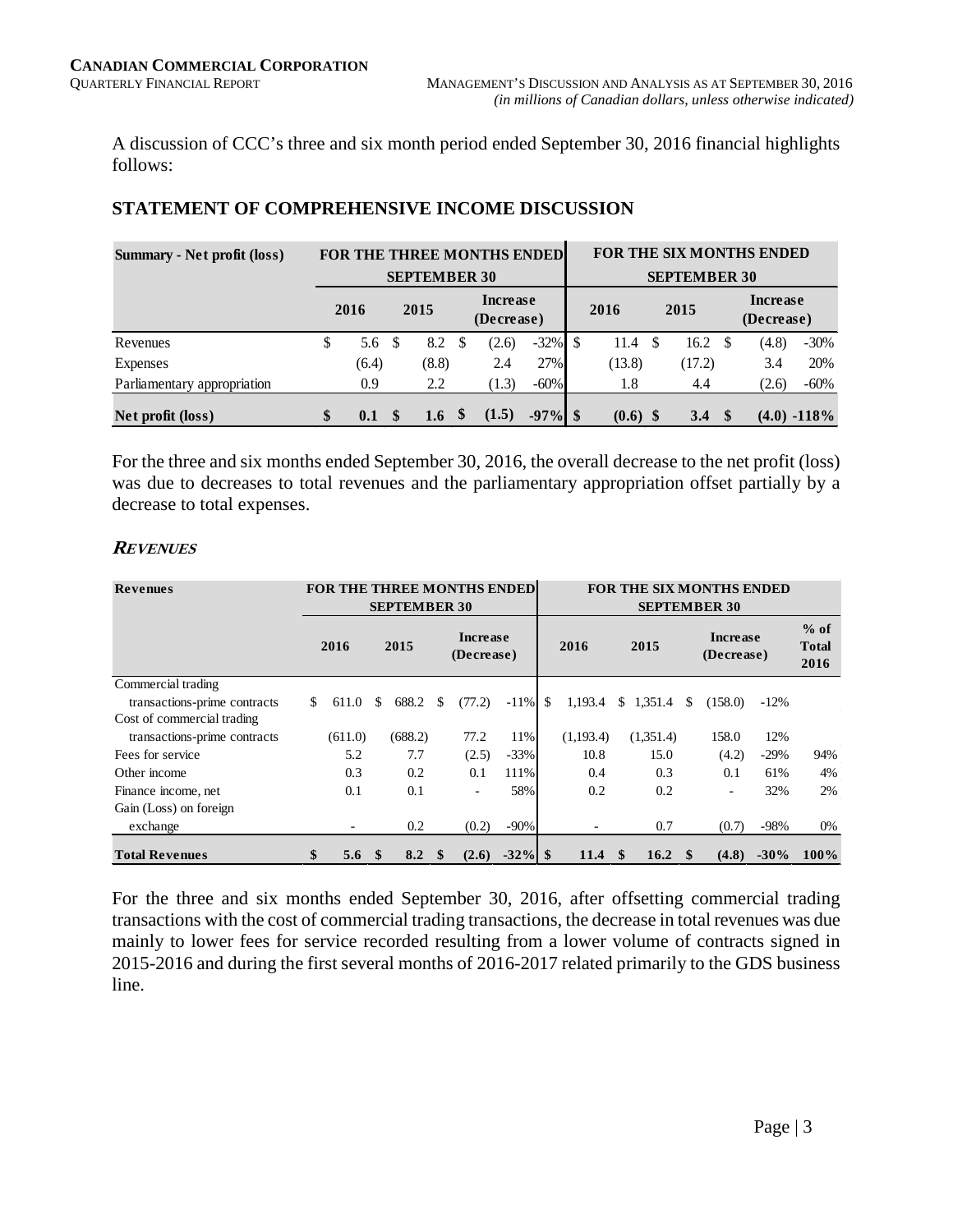A discussion of CCC's three and six month period ended September 30, 2016 financial highlights follows:

## STATEMENT OF COMPREHENSIVE INCOME DISCUSSION

| Summary - Net profit (loss) | FOR THE THREE MONTHS ENDED SEPTEMBER 30 | | | | FOR THE SIX MONTHS ENDED SEPTEMBER 30 | | | |
|---|---|---|---|---|---|---|---|---|
| | 2016 | 2015 | Increase (Decrease) | | 2016 | 2015 | Increase (Decrease) | |
| Revenues | $ 5.6 | $ 8.2 | $ (2.6) | -32% | $ 11.4 | $ 16.2 | $ (4.8) | -30% |
| Expenses | (6.4) | (8.8) | 2.4 | 27% | (13.8) | (17.2) | 3.4 | 20% |
| Parliamentary appropriation | 0.9 | 2.2 | (1.3) | -60% | 1.8 | 4.4 | (2.6) | -60% |
| **Net profit (loss)** | **$ 0.1** | **$ 1.6** | **$ (1.5)** | **-97%** | **$ (0.6)** | **$ 3.4** | **$ (4.0)** | **-118%** |

For the three and six months ended September 30, 2016, the overall decrease to the net profit (loss) was due to decreases to total revenues and the parliamentary appropriation offset partially by a decrease to total expenses.

### ***REVENUES***

| Revenues | FOR THE THREE MONTHS ENDED SEPTEMBER 30 | | | | FOR THE SIX MONTHS ENDED SEPTEMBER 30 | | | | |
|---|---|---|---|---|---|---|---|---|---|
| | 2016 | 2015 | Increase (Decrease) | | 2016 | 2015 | Increase (Decrease) | | % of Total 2016 |
| Commercial trading transactions-prime contracts | $ 611.0 | $ 688.2 | $ (77.2) | -11% | $ 1,193.4 | $ 1,351.4 | $ (158.0) | -12% | |
| Cost of commercial trading transactions-prime contracts | (611.0) | (688.2) | 77.2 | 11% | (1,193.4) | (1,351.4) | 158.0 | 12% | |
| Fees for service | 5.2 | 7.7 | (2.5) | -33% | 10.8 | 15.0 | (4.2) | -29% | 94% |
| Other income | 0.3 | 0.2 | 0.1 | 111% | 0.4 | 0.3 | 0.1 | 61% | 4% |
| Finance income, net | 0.1 | 0.1 | - | 58% | 0.2 | 0.2 | - | 32% | 2% |
| Gain (Loss) on foreign exchange | - | 0.2 | (0.2) | -90% | - | 0.7 | (0.7) | -98% | 0% |
| **Total Revenues** | **$ 5.6** | **$ 8.2** | **$ (2.6)** | **-32%** | **$ 11.4** | **$ 16.2** | **$ (4.8)** | **-30%** | **100%** |

For the three and six months ended September 30, 2016, after offsetting commercial trading transactions with the cost of commercial trading transactions, the decrease in total revenues was due mainly to lower fees for service recorded resulting from a lower volume of contracts signed in 2015-2016 and during the first several months of 2016-2017 related primarily to the GDS business line.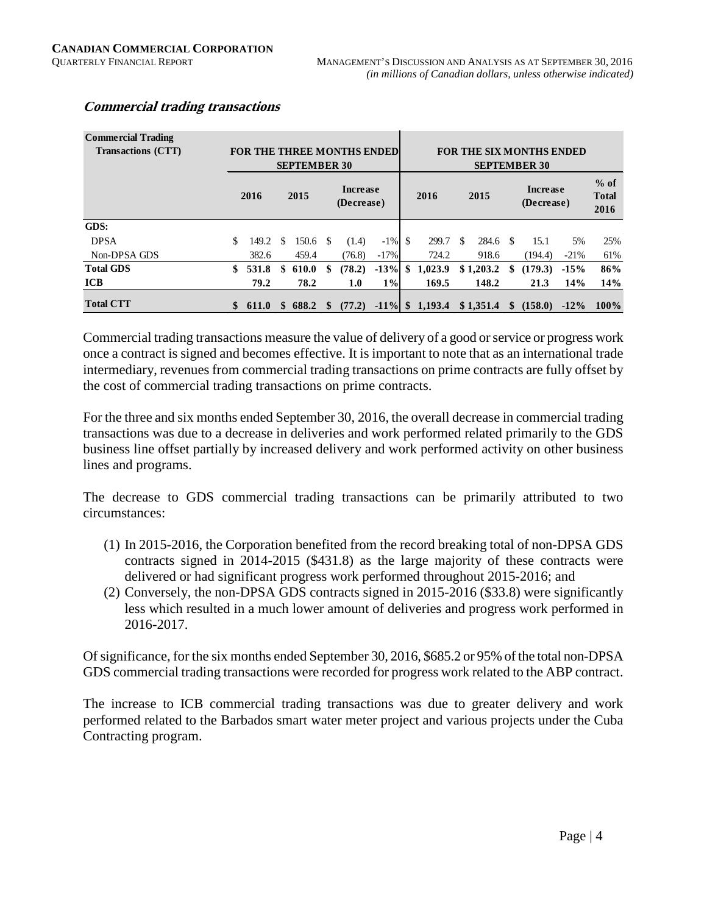### *Commercial trading transactions*

| Commercial Trading Transactions (CTT) | FOR THE THREE MONTHS ENDED SEPTEMBER 30 | | | | FOR THE SIX MONTHS ENDED SEPTEMBER 30 | | | | |
|---|---|---|---|---|---|---|---|---|---|
| | 2016 | 2015 | Increase (Decrease) | | 2016 | 2015 | Increase (Decrease) | | % of Total 2016 |
| **GDS:** | | | | | | | | | |
| DPSA | $ 149.2 | $ 150.6 | $ (1.4) | -1% | $ 299.7 | $ 284.6 | $ 15.1 | 5% | 25% |
| Non-DPSA GDS | 382.6 | 459.4 | (76.8) | -17% | 724.2 | 918.6 | (194.4) | -21% | 61% |
| **Total GDS** | **$ 531.8** | **$ 610.0** | **$ (78.2)** | **-13%** | **$ 1,023.9** | **$ 1,203.2** | **$ (179.3)** | **-15%** | **86%** |
| **ICB** | **79.2** | **78.2** | **1.0** | **1%** | **169.5** | **148.2** | **21.3** | **14%** | **14%** |
| **Total CTT** | **$ 611.0** | **$ 688.2** | **$ (77.2)** | **-11%** | **$ 1,193.4** | **$ 1,351.4** | **$ (158.0)** | **-12%** | **100%** |

Commercial trading transactions measure the value of delivery of a good or service or progress work once a contract is signed and becomes effective. It is important to note that as an international trade intermediary, revenues from commercial trading transactions on prime contracts are fully offset by the cost of commercial trading transactions on prime contracts.

For the three and six months ended September 30, 2016, the overall decrease in commercial trading transactions was due to a decrease in deliveries and work performed related primarily to the GDS business line offset partially by increased delivery and work performed activity on other business lines and programs.

The decrease to GDS commercial trading transactions can be primarily attributed to two circumstances:

(1) In 2015-2016, the Corporation benefited from the record breaking total of non-DPSA GDS contracts signed in 2014-2015 ($431.8) as the large majority of these contracts were delivered or had significant progress work performed throughout 2015-2016; and
(2) Conversely, the non-DPSA GDS contracts signed in 2015-2016 ($33.8) were significantly less which resulted in a much lower amount of deliveries and progress work performed in 2016-2017.

Of significance, for the six months ended September 30, 2016, $685.2 or 95% of the total non-DPSA GDS commercial trading transactions were recorded for progress work related to the ABP contract.

The increase to ICB commercial trading transactions was due to greater delivery and work performed related to the Barbados smart water meter project and various projects under the Cuba Contracting program.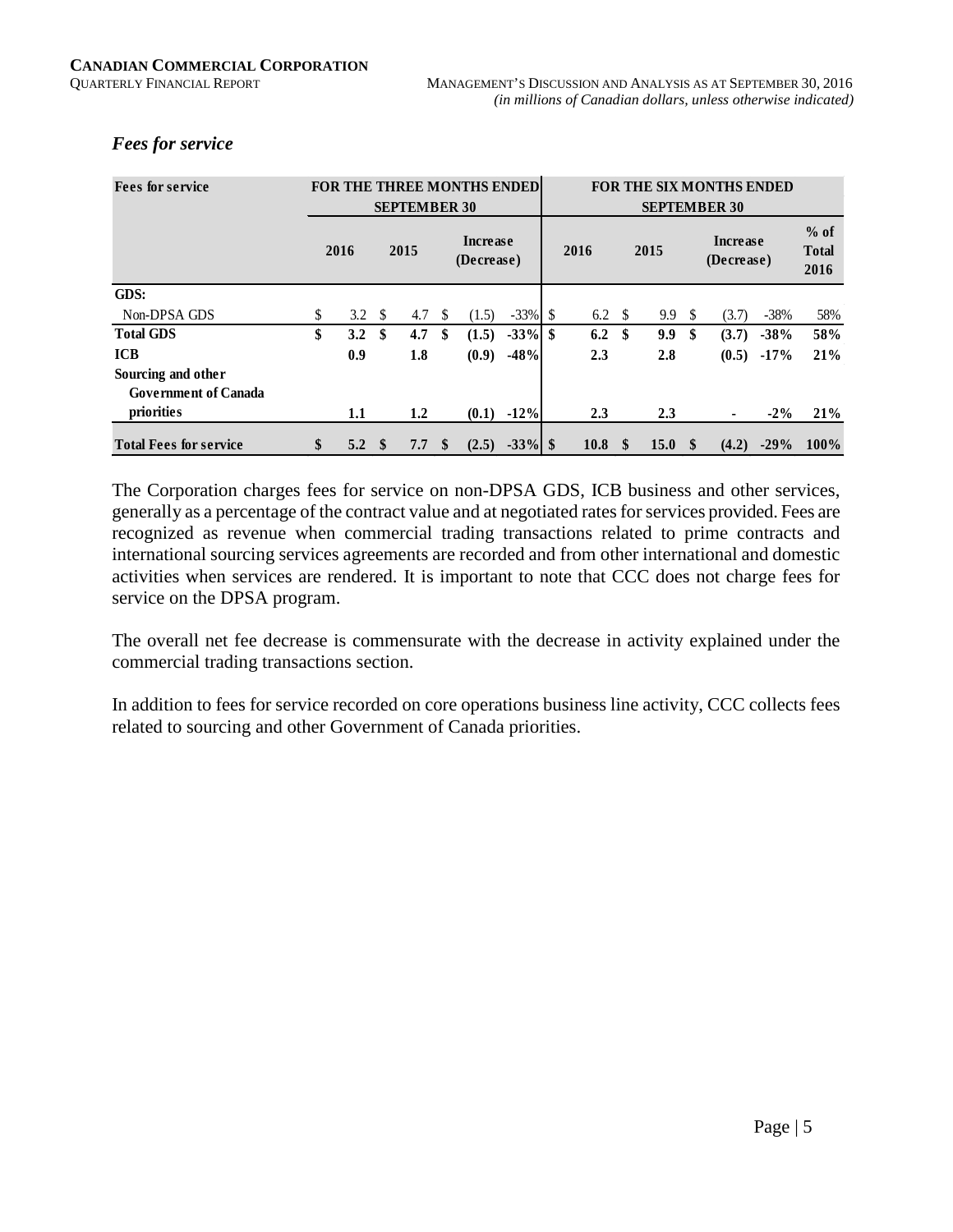### *Fees for service*

| Fees for service | FOR THE THREE MONTHS ENDED SEPTEMBER 30 | | | | FOR THE SIX MONTHS ENDED SEPTEMBER 30 | | | | |
|---|---|---|---|---|---|---|---|---|---|
| | 2016 | 2015 | Increase (Decrease) | | 2016 | 2015 | Increase (Decrease) | | % of Total 2016 |
| **GDS:** | | | | | | | | | |
| Non-DPSA GDS | $ 3.2 | $ 4.7 | $ (1.5) | -33% | $ 6.2 | $ 9.9 | $ (3.7) | -38% | 58% |
| **Total GDS** | **$ 3.2** | **$ 4.7** | **$ (1.5)** | **-33%** | **$ 6.2** | **$ 9.9** | **$ (3.7)** | **-38%** | **58%** |
| **ICB** | **0.9** | **1.8** | **(0.9)** | **-48%** | **2.3** | **2.8** | **(0.5)** | **-17%** | **21%** |
| **Sourcing and other Government of Canada priorities** | **1.1** | **1.2** | **(0.1)** | **-12%** | **2.3** | **2.3** | **-** | **-2%** | **21%** |
| **Total Fees for service** | **$ 5.2** | **$ 7.7** | **$ (2.5)** | **-33%** | **$ 10.8** | **$ 15.0** | **$ (4.2)** | **-29%** | **100%** |

The Corporation charges fees for service on non-DPSA GDS, ICB business and other services, generally as a percentage of the contract value and at negotiated rates for services provided. Fees are recognized as revenue when commercial trading transactions related to prime contracts and international sourcing services agreements are recorded and from other international and domestic activities when services are rendered. It is important to note that CCC does not charge fees for service on the DPSA program.

The overall net fee decrease is commensurate with the decrease in activity explained under the commercial trading transactions section.

In addition to fees for service recorded on core operations business line activity, CCC collects fees related to sourcing and other Government of Canada priorities.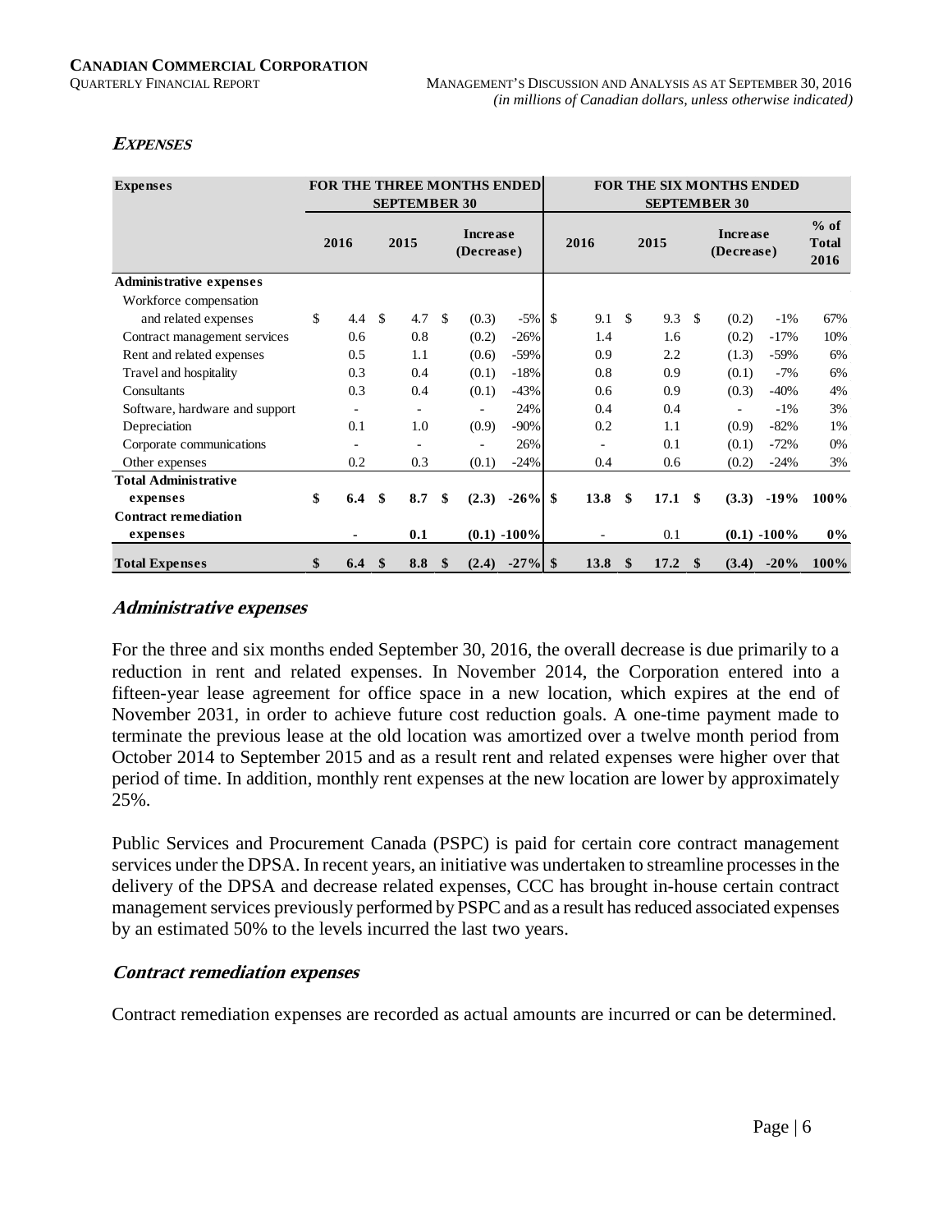### *Expenses*

| Expenses | For the three months ended September 30 | | | | For the six months ended September 30 | | | | |
|---|---|---|---|---|---|---|---|---|---|
| | 2016 | 2015 | Increase (Decrease) | | 2016 | 2015 | Increase (Decrease) | | % of Total 2016 |
| **Administrative expenses** | | | | | | | | | |
| Workforce compensation and related expenses | $ 4.4 | $ 4.7 | $ (0.3) | -5% | $ 9.1 | $ 9.3 | $ (0.2) | -1% | 67% |
| Contract management services | 0.6 | 0.8 | (0.2) | -26% | 1.4 | 1.6 | (0.2) | -17% | 10% |
| Rent and related expenses | 0.5 | 1.1 | (0.6) | -59% | 0.9 | 2.2 | (1.3) | -59% | 6% |
| Travel and hospitality | 0.3 | 0.4 | (0.1) | -18% | 0.8 | 0.9 | (0.1) | -7% | 6% |
| Consultants | 0.3 | 0.4 | (0.1) | -43% | 0.6 | 0.9 | (0.3) | -40% | 4% |
| Software, hardware and support | - | - | - | 24% | 0.4 | 0.4 | - | -1% | 3% |
| Depreciation | 0.1 | 1.0 | (0.9) | -90% | 0.2 | 1.1 | (0.9) | -82% | 1% |
| Corporate communications | - | - | - | 26% | - | 0.1 | (0.1) | -72% | 0% |
| Other expenses | 0.2 | 0.3 | (0.1) | -24% | 0.4 | 0.6 | (0.2) | -24% | 3% |
| **Total Administrative expenses** | **$ 6.4** | **$ 8.7** | **$ (2.3)** | **-26%** | **$ 13.8** | **$ 17.1** | **$ (3.3)** | **-19%** | **100%** |
| **Contract remediation expenses** | **-** | **0.1** | **(0.1)** | **-100%** | - | 0.1 | **(0.1)** | **-100%** | **0%** |
| **Total Expenses** | **$ 6.4** | **$ 8.8** | **$ (2.4)** | **-27%** | **$ 13.8** | **$ 17.2** | **$ (3.4)** | **-20%** | **100%** |

#### *Administrative expenses*

For the three and six months ended September 30, 2016, the overall decrease is due primarily to a reduction in rent and related expenses. In November 2014, the Corporation entered into a fifteen-year lease agreement for office space in a new location, which expires at the end of November 2031, in order to achieve future cost reduction goals. A one-time payment made to terminate the previous lease at the old location was amortized over a twelve month period from October 2014 to September 2015 and as a result rent and related expenses were higher over that period of time. In addition, monthly rent expenses at the new location are lower by approximately 25%.

Public Services and Procurement Canada (PSPC) is paid for certain core contract management services under the DPSA. In recent years, an initiative was undertaken to streamline processes in the delivery of the DPSA and decrease related expenses, CCC has brought in-house certain contract management services previously performed by PSPC and as a result has reduced associated expenses by an estimated 50% to the levels incurred the last two years.

#### *Contract remediation expenses*

Contract remediation expenses are recorded as actual amounts are incurred or can be determined.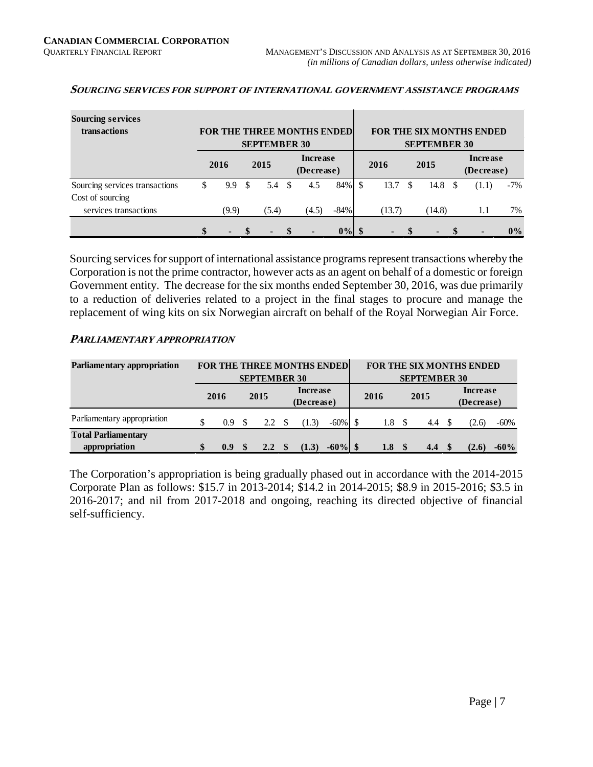### *SOURCING SERVICES FOR SUPPORT OF INTERNATIONAL GOVERNMENT ASSISTANCE PROGRAMS*

| Sourcing services transactions | FOR THE THREE MONTHS ENDED SEPTEMBER 30 | | | | FOR THE SIX MONTHS ENDED SEPTEMBER 30 | | | |
|---|---|---|---|---|---|---|---|---|
| | 2016 | 2015 | Increase (Decrease) | | 2016 | 2015 | Increase (Decrease) | |
| Sourcing services transactions | $ 9.9 | $ 5.4 | $ 4.5 | 84% | $ 13.7 | $ 14.8 | $ (1.1) | -7% |
| Cost of sourcing services transactions | (9.9) | (5.4) | (4.5) | -84% | (13.7) | (14.8) | 1.1 | 7% |
| | **$ -** | **$ -** | **$ -** | **0%** | **$ -** | **$ -** | **$ -** | **0%** |

Sourcing services for support of international assistance programs represent transactions whereby the Corporation is not the prime contractor, however acts as an agent on behalf of a domestic or foreign Government entity. The decrease for the six months ended September 30, 2016, was due primarily to a reduction of deliveries related to a project in the final stages to procure and manage the replacement of wing kits on six Norwegian aircraft on behalf of the Royal Norwegian Air Force.

### *PARLIAMENTARY APPROPRIATION*

| Parliamentary appropriation | FOR THE THREE MONTHS ENDED SEPTEMBER 30 | | | | FOR THE SIX MONTHS ENDED SEPTEMBER 30 | | | |
|---|---|---|---|---|---|---|---|---|
| | 2016 | 2015 | Increase (Decrease) | | 2016 | 2015 | Increase (Decrease) | |
| Parliamentary appropriation | $ 0.9 | $ 2.2 | $ (1.3) | -60% | $ 1.8 | $ 4.4 | $ (2.6) | -60% |
| **Total Parliamentary appropriation** | **$ 0.9** | **$ 2.2** | **$ (1.3)** | **-60%** | **$ 1.8** | **$ 4.4** | **$ (2.6)** | **-60%** |

The Corporation's appropriation is being gradually phased out in accordance with the 2014-2015 Corporate Plan as follows: $15.7 in 2013-2014; $14.2 in 2014-2015; $8.9 in 2015-2016; $3.5 in 2016-2017; and nil from 2017-2018 and ongoing, reaching its directed objective of financial self-sufficiency.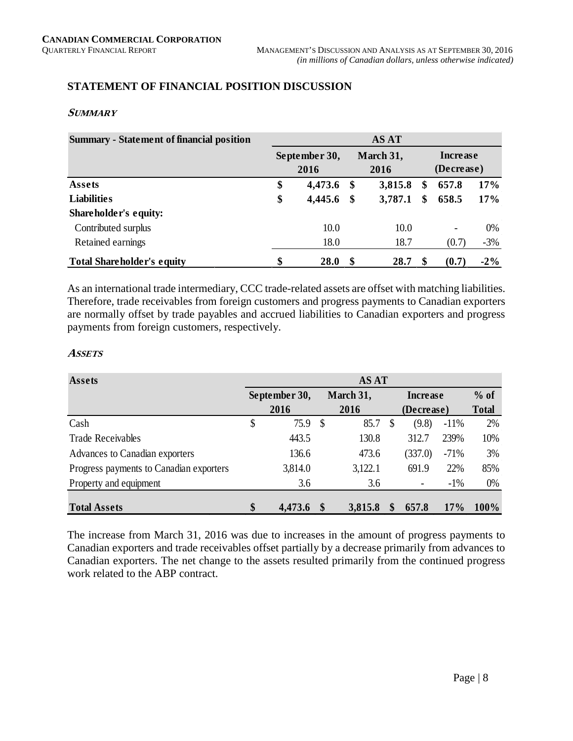## STATEMENT OF FINANCIAL POSITION DISCUSSION

### *SUMMARY*

| Summary - Statement of financial position | AS AT | | | |
|---|---|---|---|---|
| | September 30, 2016 | March 31, 2016 | Increase (Decrease) | |
| **Assets** | **$ 4,473.6** | **$ 3,815.8** | **$ 657.8** | **17%** |
| **Liabilities** | **$ 4,445.6** | **$ 3,787.1** | **$ 658.5** | **17%** |
| **Shareholder's equity:** | | | | |
| Contributed surplus | 10.0 | 10.0 | - | 0% |
| Retained earnings | 18.0 | 18.7 | (0.7) | -3% |
| **Total Shareholder's equity** | **$ 28.0** | **$ 28.7** | **$ (0.7)** | **-2%** |

As an international trade intermediary, CCC trade-related assets are offset with matching liabilities. Therefore, trade receivables from foreign customers and progress payments to Canadian exporters are normally offset by trade payables and accrued liabilities to Canadian exporters and progress payments from foreign customers, respectively.

### *ASSETS*

| Assets | AS AT | | | | |
|---|---|---|---|---|---|
| | September 30, 2016 | March 31, 2016 | Increase (Decrease) | | % of Total |
| Cash | $ 75.9 | $ 85.7 | $ (9.8) | -11% | 2% |
| Trade Receivables | 443.5 | 130.8 | 312.7 | 239% | 10% |
| Advances to Canadian exporters | 136.6 | 473.6 | (337.0) | -71% | 3% |
| Progress payments to Canadian exporters | 3,814.0 | 3,122.1 | 691.9 | 22% | 85% |
| Property and equipment | 3.6 | 3.6 | - | -1% | 0% |
| **Total Assets** | **$ 4,473.6** | **$ 3,815.8** | **$ 657.8** | **17%** | **100%** |

The increase from March 31, 2016 was due to increases in the amount of progress payments to Canadian exporters and trade receivables offset partially by a decrease primarily from advances to Canadian exporters. The net change to the assets resulted primarily from the continued progress work related to the ABP contract.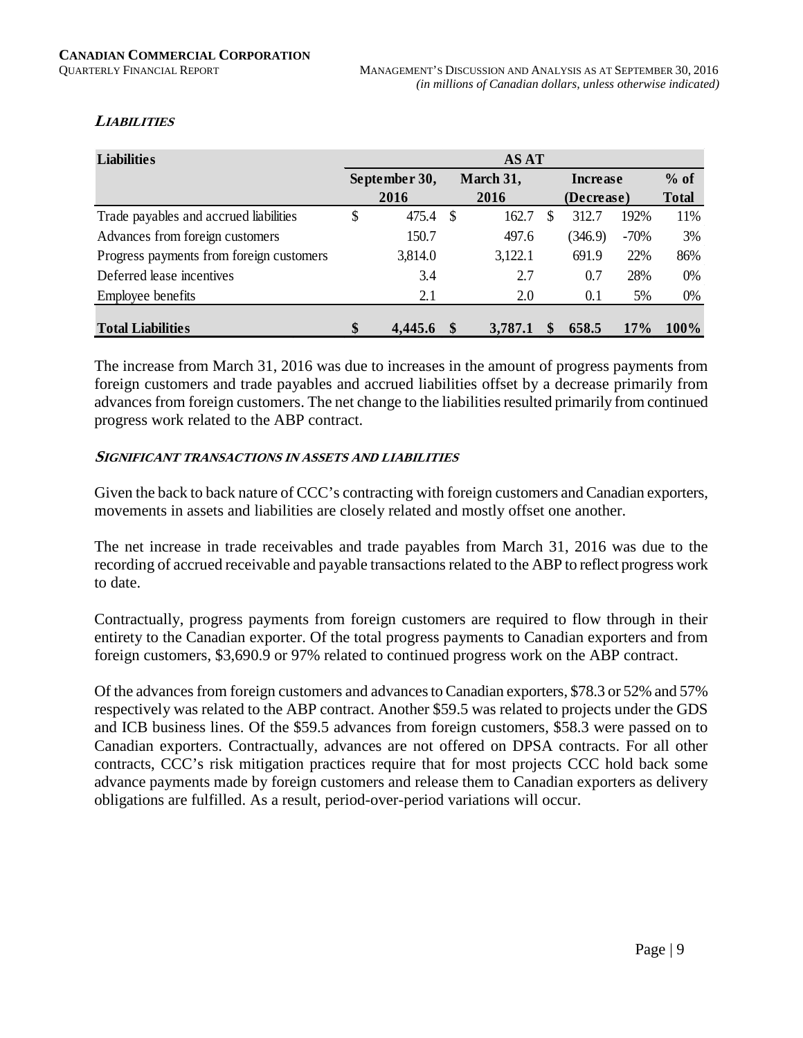### *LIABILITIES*

| Liabilities | AS AT | | | | |
|---|---|---|---|---|---|
| | September 30, 2016 | March 31, 2016 | Increase (Decrease) | | % of Total |
| Trade payables and accrued liabilities | $ 475.4 | $ 162.7 | $ 312.7 | 192% | 11% |
| Advances from foreign customers | 150.7 | 497.6 | (346.9) | -70% | 3% |
| Progress payments from foreign customers | 3,814.0 | 3,122.1 | 691.9 | 22% | 86% |
| Deferred lease incentives | 3.4 | 2.7 | 0.7 | 28% | 0% |
| Employee benefits | 2.1 | 2.0 | 0.1 | 5% | 0% |
| **Total Liabilities** | **$ 4,445.6** | **$ 3,787.1** | **$ 658.5** | **17%** | **100%** |

The increase from March 31, 2016 was due to increases in the amount of progress payments from foreign customers and trade payables and accrued liabilities offset by a decrease primarily from advances from foreign customers. The net change to the liabilities resulted primarily from continued progress work related to the ABP contract.

#### *SIGNIFICANT TRANSACTIONS IN ASSETS AND LIABILITIES*

Given the back to back nature of CCC's contracting with foreign customers and Canadian exporters, movements in assets and liabilities are closely related and mostly offset one another.

The net increase in trade receivables and trade payables from March 31, 2016 was due to the recording of accrued receivable and payable transactions related to the ABP to reflect progress work to date.

Contractually, progress payments from foreign customers are required to flow through in their entirety to the Canadian exporter. Of the total progress payments to Canadian exporters and from foreign customers, $3,690.9 or 97% related to continued progress work on the ABP contract.

Of the advances from foreign customers and advances to Canadian exporters, $78.3 or 52% and 57% respectively was related to the ABP contract. Another $59.5 was related to projects under the GDS and ICB business lines. Of the $59.5 advances from foreign customers, $58.3 were passed on to Canadian exporters. Contractually, advances are not offered on DPSA contracts. For all other contracts, CCC's risk mitigation practices require that for most projects CCC hold back some advance payments made by foreign customers and release them to Canadian exporters as delivery obligations are fulfilled. As a result, period-over-period variations will occur.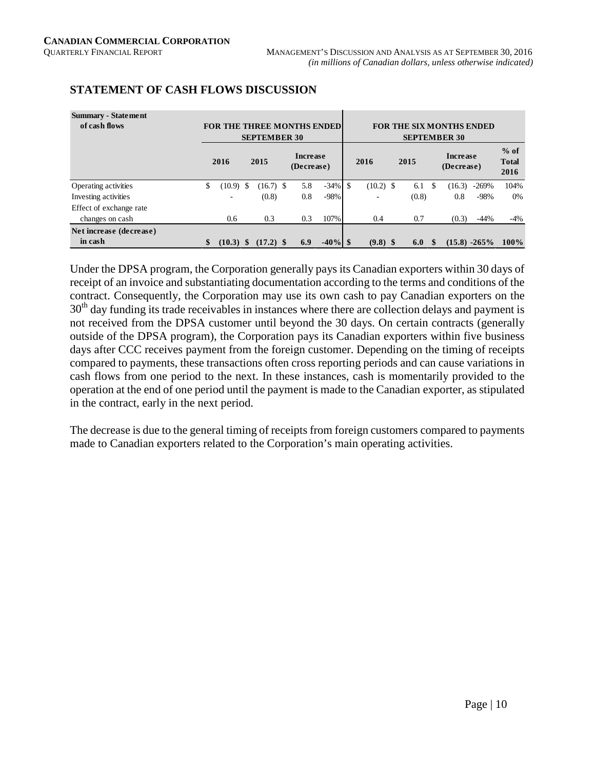## STATEMENT OF CASH FLOWS DISCUSSION

| Summary - Statement of cash flows | FOR THE THREE MONTHS ENDED SEPTEMBER 30 | | | | FOR THE SIX MONTHS ENDED SEPTEMBER 30 | | | | |
|---|---|---|---|---|---|---|---|---|---|
| | 2016 | 2015 | Increase (Decrease) | | 2016 | 2015 | Increase (Decrease) | | % of Total 2016 |
| Operating activities | $ (10.9) | $ (16.7) | $ 5.8 | -34% | $ (10.2) | $ 6.1 | $ (16.3) | -269% | 104% |
| Investing activities | - | (0.8) | 0.8 | -98% | - | (0.8) | 0.8 | -98% | 0% |
| Effect of exchange rate changes on cash | 0.6 | 0.3 | 0.3 | 107% | 0.4 | 0.7 | (0.3) | -44% | -4% |
| **Net increase (decrease) in cash** | **$ (10.3)** | **$ (17.2)** | **$ 6.9** | **-40%** | **$ (9.8)** | **$ 6.0** | **$ (15.8)** | **-265%** | **100%** |

Under the DPSA program, the Corporation generally pays its Canadian exporters within 30 days of receipt of an invoice and substantiating documentation according to the terms and conditions of the contract. Consequently, the Corporation may use its own cash to pay Canadian exporters on the 30th day funding its trade receivables in instances where there are collection delays and payment is not received from the DPSA customer until beyond the 30 days. On certain contracts (generally outside of the DPSA program), the Corporation pays its Canadian exporters within five business days after CCC receives payment from the foreign customer. Depending on the timing of receipts compared to payments, these transactions often cross reporting periods and can cause variations in cash flows from one period to the next. In these instances, cash is momentarily provided to the operation at the end of one period until the payment is made to the Canadian exporter, as stipulated in the contract, early in the next period.

The decrease is due to the general timing of receipts from foreign customers compared to payments made to Canadian exporters related to the Corporation's main operating activities.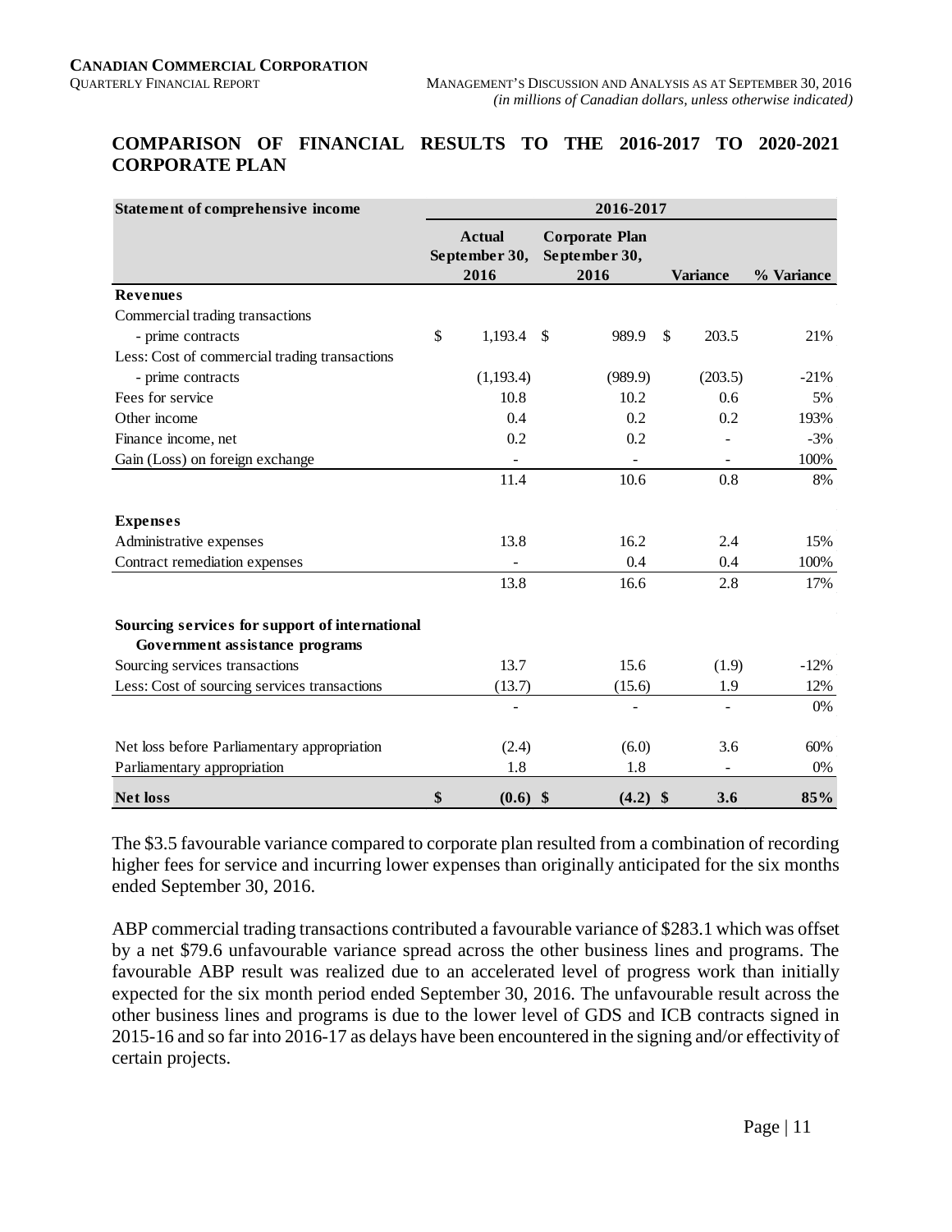## COMPARISON OF FINANCIAL RESULTS TO THE 2016-2017 TO 2020-2021 CORPORATE PLAN

| Statement of comprehensive income | 2016-2017 | | | |
|---|---|---|---|---|
| | Actual September 30, 2016 | Corporate Plan September 30, 2016 | Variance | % Variance |
| **Revenues** | | | | |
| Commercial trading transactions | | | | |
| - prime contracts | $ 1,193.4 | $ 989.9 | $ 203.5 | 21% |
| Less: Cost of commercial trading transactions | | | | |
| - prime contracts | (1,193.4) | (989.9) | (203.5) | -21% |
| Fees for service | 10.8 | 10.2 | 0.6 | 5% |
| Other income | 0.4 | 0.2 | 0.2 | 193% |
| Finance income, net | 0.2 | 0.2 | - | -3% |
| Gain (Loss) on foreign exchange | - | - | - | 100% |
| | 11.4 | 10.6 | 0.8 | 8% |
| **Expenses** | | | | |
| Administrative expenses | 13.8 | 16.2 | 2.4 | 15% |
| Contract remediation expenses | - | 0.4 | 0.4 | 100% |
| | 13.8 | 16.6 | 2.8 | 17% |
| **Sourcing services for support of international Government assistance programs** | | | | |
| Sourcing services transactions | 13.7 | 15.6 | (1.9) | -12% |
| Less: Cost of sourcing services transactions | (13.7) | (15.6) | 1.9 | 12% |
| | - | - | - | 0% |
| Net loss before Parliamentary appropriation | (2.4) | (6.0) | 3.6 | 60% |
| Parliamentary appropriation | 1.8 | 1.8 | - | 0% |
| **Net loss** | **$ (0.6)** | **$ (4.2)** | **$ 3.6** | **85%** |

The $3.5 favourable variance compared to corporate plan resulted from a combination of recording higher fees for service and incurring lower expenses than originally anticipated for the six months ended September 30, 2016.

ABP commercial trading transactions contributed a favourable variance of $283.1 which was offset by a net $79.6 unfavourable variance spread across the other business lines and programs. The favourable ABP result was realized due to an accelerated level of progress work than initially expected for the six month period ended September 30, 2016. The unfavourable result across the other business lines and programs is due to the lower level of GDS and ICB contracts signed in 2015-16 and so far into 2016-17 as delays have been encountered in the signing and/or effectivity of certain projects.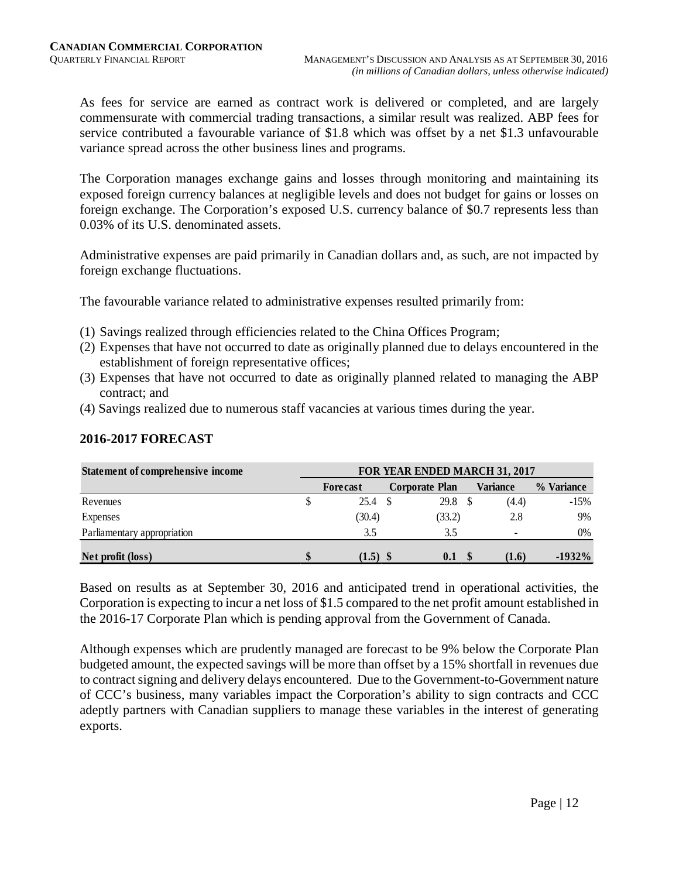As fees for service are earned as contract work is delivered or completed, and are largely commensurate with commercial trading transactions, a similar result was realized. ABP fees for service contributed a favourable variance of $1.8 which was offset by a net $1.3 unfavourable variance spread across the other business lines and programs.

The Corporation manages exchange gains and losses through monitoring and maintaining its exposed foreign currency balances at negligible levels and does not budget for gains or losses on foreign exchange. The Corporation's exposed U.S. currency balance of $0.7 represents less than 0.03% of its U.S. denominated assets.

Administrative expenses are paid primarily in Canadian dollars and, as such, are not impacted by foreign exchange fluctuations.

The favourable variance related to administrative expenses resulted primarily from:

(1) Savings realized through efficiencies related to the China Offices Program;
(2) Expenses that have not occurred to date as originally planned due to delays encountered in the establishment of foreign representative offices;
(3) Expenses that have not occurred to date as originally planned related to managing the ABP contract; and
(4) Savings realized due to numerous staff vacancies at various times during the year.

## 2016-2017 FORECAST

| Statement of comprehensive income | FOR YEAR ENDED MARCH 31, 2017 | | | |
|---|---|---|---|---|
| | Forecast | Corporate Plan | Variance | % Variance |
| Revenues | $ 25.4 | $ 29.8 | $ (4.4) | -15% |
| Expenses | (30.4) | (33.2) | 2.8 | 9% |
| Parliamentary appropriation | 3.5 | 3.5 | - | 0% |
| **Net profit (loss)** | **$ (1.5)** | **$ 0.1** | **$ (1.6)** | **-1932%** |

Based on results as at September 30, 2016 and anticipated trend in operational activities, the Corporation is expecting to incur a net loss of $1.5 compared to the net profit amount established in the 2016-17 Corporate Plan which is pending approval from the Government of Canada.

Although expenses which are prudently managed are forecast to be 9% below the Corporate Plan budgeted amount, the expected savings will be more than offset by a 15% shortfall in revenues due to contract signing and delivery delays encountered. Due to the Government-to-Government nature of CCC's business, many variables impact the Corporation's ability to sign contracts and CCC adeptly partners with Canadian suppliers to manage these variables in the interest of generating exports.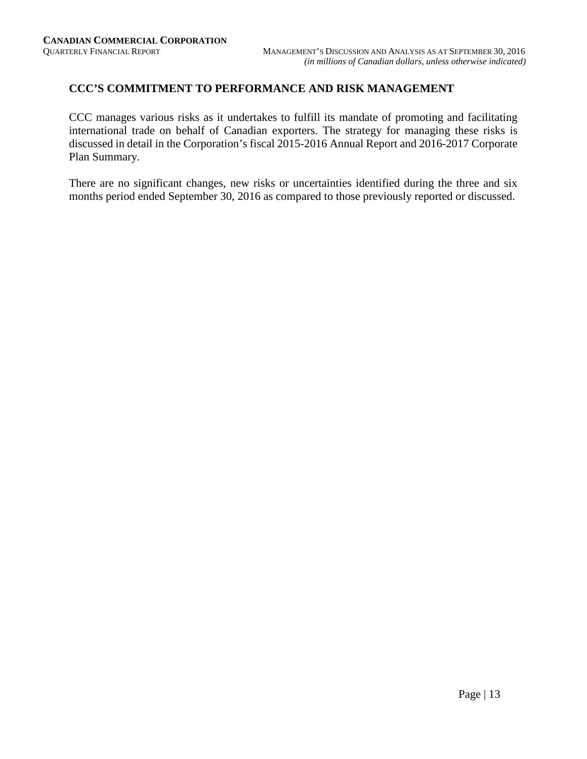## CCC'S COMMITMENT TO PERFORMANCE AND RISK MANAGEMENT

CCC manages various risks as it undertakes to fulfill its mandate of promoting and facilitating international trade on behalf of Canadian exporters. The strategy for managing these risks is discussed in detail in the Corporation's fiscal 2015-2016 Annual Report and 2016-2017 Corporate Plan Summary.

There are no significant changes, new risks or uncertainties identified during the three and six months period ended September 30, 2016 as compared to those previously reported or discussed.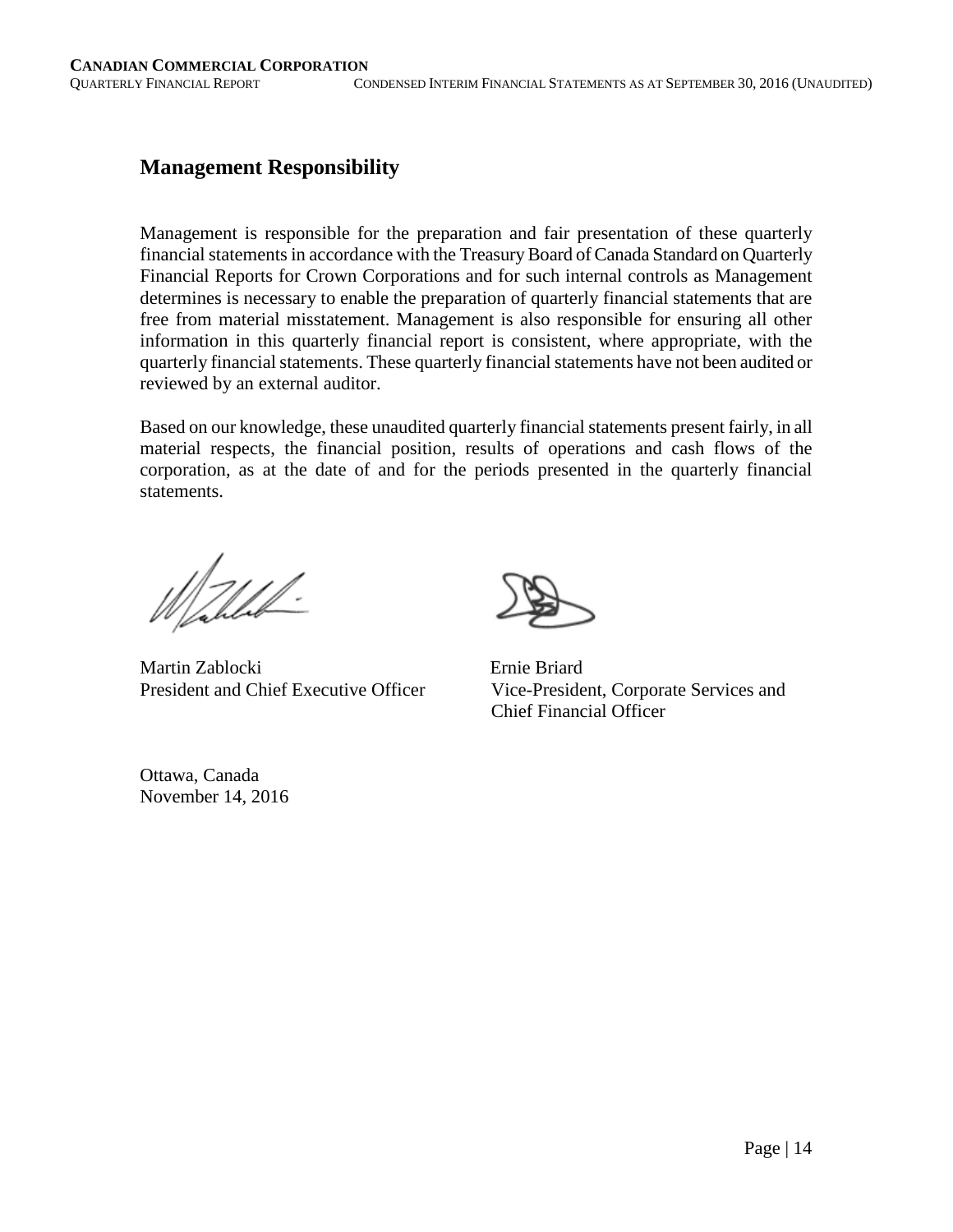## Management Responsibility

Management is responsible for the preparation and fair presentation of these quarterly financial statements in accordance with the Treasury Board of Canada Standard on Quarterly Financial Reports for Crown Corporations and for such internal controls as Management determines is necessary to enable the preparation of quarterly financial statements that are free from material misstatement. Management is also responsible for ensuring all other information in this quarterly financial report is consistent, where appropriate, with the quarterly financial statements. These quarterly financial statements have not been audited or reviewed by an external auditor.

Based on our knowledge, these unaudited quarterly financial statements present fairly, in all material respects, the financial position, results of operations and cash flows of the corporation, as at the date of and for the periods presented in the quarterly financial statements.

Martin Zablocki
President and Chief Executive Officer

Ernie Briard
Vice-President, Corporate Services and Chief Financial Officer

Ottawa, Canada
November 14, 2016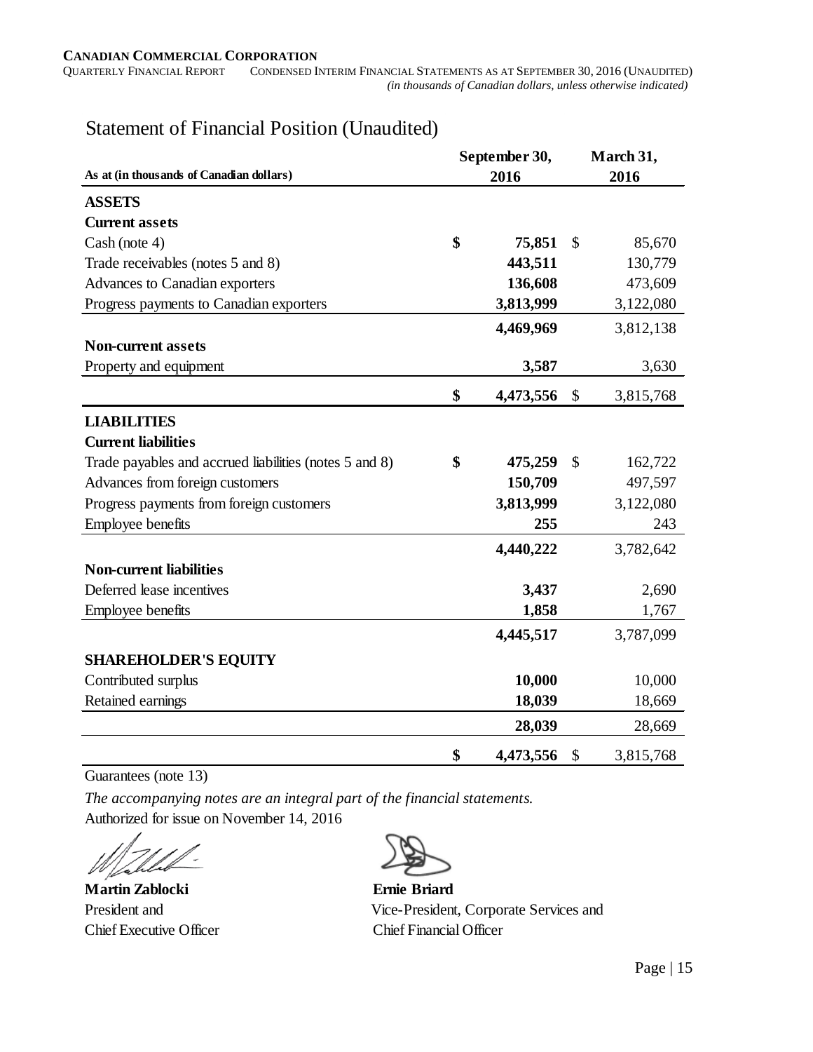# Statement of Financial Position (Unaudited)

| As at (in thousands of Canadian dollars) | September 30, 2016 | March 31, 2016 |
|---|---|---|
| **ASSETS** | | |
| **Current assets** | | |
| Cash (note 4) | **$ 75,851** | $ 85,670 |
| Trade receivables (notes 5 and 8) | **443,511** | 130,779 |
| Advances to Canadian exporters | **136,608** | 473,609 |
| Progress payments to Canadian exporters | **3,813,999** | 3,122,080 |
| | **4,469,969** | 3,812,138 |
| **Non-current assets** | | |
| Property and equipment | **3,587** | 3,630 |
| | **$ 4,473,556** | $ 3,815,768 |
| **LIABILITIES** | | |
| **Current liabilities** | | |
| Trade payables and accrued liabilities (notes 5 and 8) | **$ 475,259** | $ 162,722 |
| Advances from foreign customers | **150,709** | 497,597 |
| Progress payments from foreign customers | **3,813,999** | 3,122,080 |
| Employee benefits | **255** | 243 |
| | **4,440,222** | 3,782,642 |
| **Non-current liabilities** | | |
| Deferred lease incentives | **3,437** | 2,690 |
| Employee benefits | **1,858** | 1,767 |
| | **4,445,517** | 3,787,099 |
| **SHAREHOLDER'S EQUITY** | | |
| Contributed surplus | **10,000** | 10,000 |
| Retained earnings | **18,039** | 18,669 |
| | **28,039** | 28,669 |
| | **$ 4,473,556** | $ 3,815,768 |

Guarantees (note 13)

*The accompanying notes are an integral part of the financial statements.*

Authorized for issue on November 14, 2016

**Martin Zablocki**
President and
Chief Executive Officer

**Ernie Briard**
Vice-President, Corporate Services and
Chief Financial Officer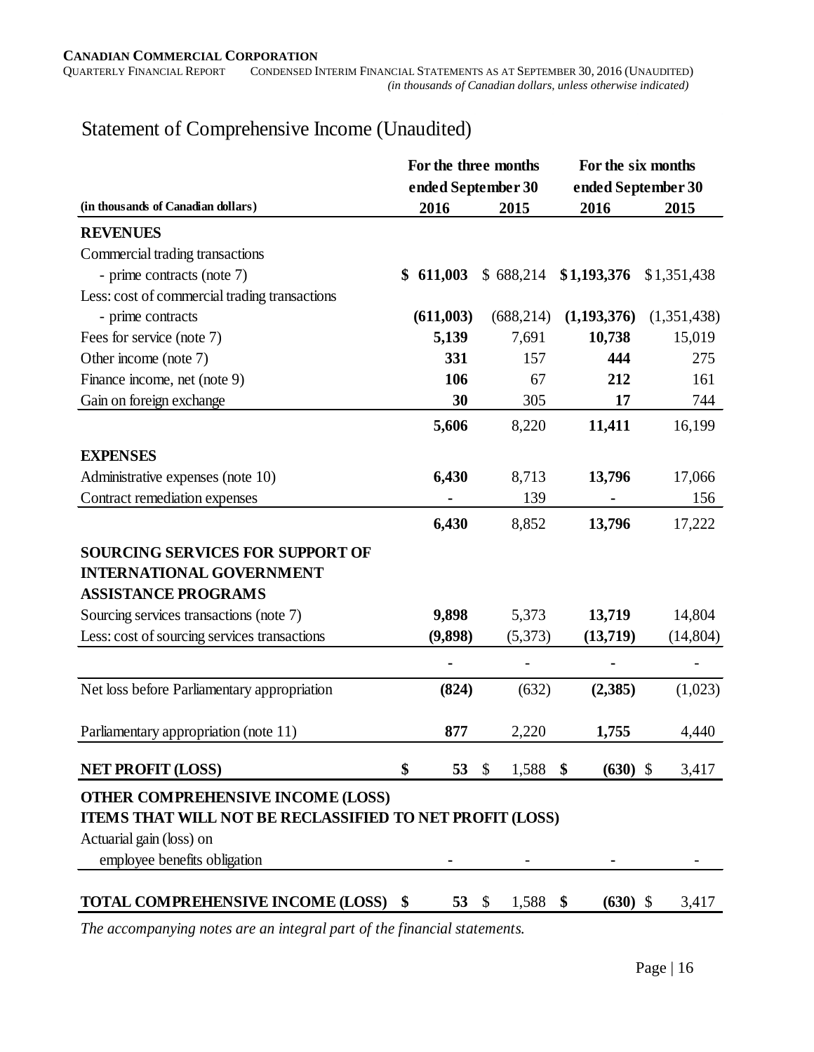**CANADIAN COMMERCIAL CORPORATION**
QUARTERLY FINANCIAL REPORT CONDENSED INTERIM FINANCIAL STATEMENTS AS AT SEPTEMBER 30, 2016 (UNAUDITED)
*(in thousands of Canadian dollars, unless otherwise indicated)*

# Statement of Comprehensive Income (Unaudited)

| (in thousands of Canadian dollars) | For the three months ended September 30 2016 | For the three months ended September 30 2015 | For the six months ended September 30 2016 | For the six months ended September 30 2015 |
|---|---|---|---|---|
| **REVENUES** | | | | |
| Commercial trading transactions | | | | |
| - prime contracts (note 7) | **$ 611,003** | $ 688,214 | **$1,193,376** | $1,351,438 |
| Less: cost of commercial trading transactions | | | | |
| - prime contracts | **(611,003)** | (688,214) | **(1,193,376)** | (1,351,438) |
| Fees for service (note 7) | **5,139** | 7,691 | **10,738** | 15,019 |
| Other income (note 7) | **331** | 157 | **444** | 275 |
| Finance income, net (note 9) | **106** | 67 | **212** | 161 |
| Gain on foreign exchange | **30** | 305 | **17** | 744 |
| | **5,606** | 8,220 | **11,411** | 16,199 |
| **EXPENSES** | | | | |
| Administrative expenses (note 10) | **6,430** | 8,713 | **13,796** | 17,066 |
| Contract remediation expenses | **-** | 139 | **-** | 156 |
| | **6,430** | 8,852 | **13,796** | 17,222 |
| **SOURCING SERVICES FOR SUPPORT OF INTERNATIONAL GOVERNMENT ASSISTANCE PROGRAMS** | | | | |
| Sourcing services transactions (note 7) | **9,898** | 5,373 | **13,719** | 14,804 |
| Less: cost of sourcing services transactions | **(9,898)** | (5,373) | **(13,719)** | (14,804) |
| | **-** | - | **-** | - |
| Net loss before Parliamentary appropriation | **(824)** | (632) | **(2,385)** | (1,023) |
| Parliamentary appropriation (note 11) | **877** | 2,220 | **1,755** | 4,440 |
| **NET PROFIT (LOSS)** | **$ 53** | $ 1,588 | **$ (630)** | $ 3,417 |
| **OTHER COMPREHENSIVE INCOME (LOSS)** | | | | |
| **ITEMS THAT WILL NOT BE RECLASSIFIED TO NET PROFIT (LOSS)** | | | | |
| Actuarial gain (loss) on employee benefits obligation | **-** | - | **-** | - |
| **TOTAL COMPREHENSIVE INCOME (LOSS)** | **$ 53** | $ 1,588 | **$ (630)** | $ 3,417 |

*The accompanying notes are an integral part of the financial statements.*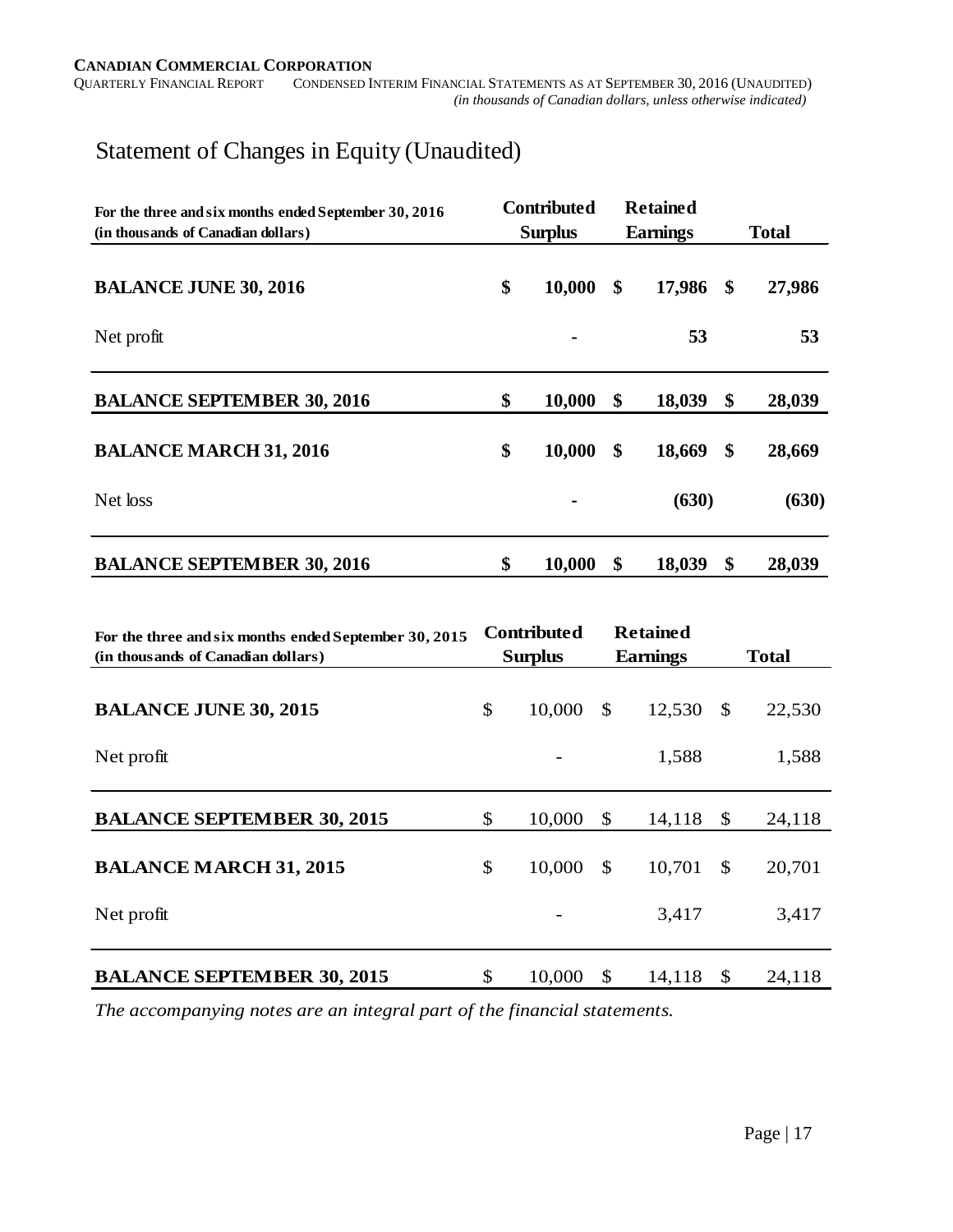# Statement of Changes in Equity (Unaudited)

| For the three and six months ended September 30, 2016 (in thousands of Canadian dollars) | Contributed Surplus | Retained Earnings | Total |
|---|---|---|---|
| **BALANCE JUNE 30, 2016** | **$ 10,000** | **$ 17,986** | **$ 27,986** |
| Net profit | **-** | **53** | **53** |
| **BALANCE SEPTEMBER 30, 2016** | **$ 10,000** | **$ 18,039** | **$ 28,039** |
| **BALANCE MARCH 31, 2016** | **$ 10,000** | **$ 18,669** | **$ 28,669** |
| Net loss | **-** | **(630)** | **(630)** |
| **BALANCE SEPTEMBER 30, 2016** | **$ 10,000** | **$ 18,039** | **$ 28,039** |

| For the three and six months ended September 30, 2015 (in thousands of Canadian dollars) | Contributed Surplus | Retained Earnings | Total |
|---|---|---|---|
| **BALANCE JUNE 30, 2015** | $ 10,000 | $ 12,530 | $ 22,530 |
| Net profit | - | 1,588 | 1,588 |
| **BALANCE SEPTEMBER 30, 2015** | $ 10,000 | $ 14,118 | $ 24,118 |
| **BALANCE MARCH 31, 2015** | $ 10,000 | $ 10,701 | $ 20,701 |
| Net profit | - | 3,417 | 3,417 |
| **BALANCE SEPTEMBER 30, 2015** | $ 10,000 | $ 14,118 | $ 24,118 |

*The accompanying notes are an integral part of the financial statements.*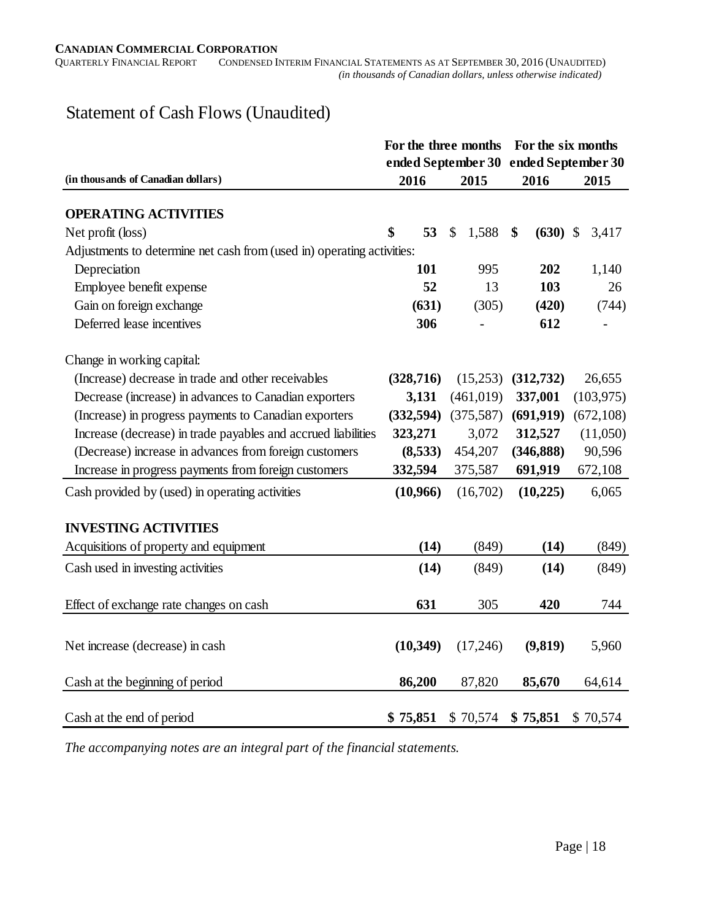**CANADIAN COMMERCIAL CORPORATION**
QUARTERLY FINANCIAL REPORT CONDENSED INTERIM FINANCIAL STATEMENTS AS AT SEPTEMBER 30, 2016 (UNAUDITED)
*(in thousands of Canadian dollars, unless otherwise indicated)*

# Statement of Cash Flows (Unaudited)

| | For the three months ended September 30 | | For the six months ended September 30 | |
|---|---|---|---|---|
| **(in thousands of Canadian dollars)** | **2016** | **2015** | **2016** | **2015** |
| **OPERATING ACTIVITIES** | | | | |
| Net profit (loss) | **$ 53** | $ 1,588 | **$ (630)** | $ 3,417 |
| Adjustments to determine net cash from (used in) operating activities: | | | | |
| Depreciation | **101** | 995 | **202** | 1,140 |
| Employee benefit expense | **52** | 13 | **103** | 26 |
| Gain on foreign exchange | **(631)** | (305) | **(420)** | (744) |
| Deferred lease incentives | **306** | - | **612** | - |
| Change in working capital: | | | | |
| (Increase) decrease in trade and other receivables | **(328,716)** | (15,253) | **(312,732)** | 26,655 |
| Decrease (increase) in advances to Canadian exporters | **3,131** | (461,019) | **337,001** | (103,975) |
| (Increase) in progress payments to Canadian exporters | **(332,594)** | (375,587) | **(691,919)** | (672,108) |
| Increase (decrease) in trade payables and accrued liabilities | **323,271** | 3,072 | **312,527** | (11,050) |
| (Decrease) increase in advances from foreign customers | **(8,533)** | 454,207 | **(346,888)** | 90,596 |
| Increase in progress payments from foreign customers | **332,594** | 375,587 | **691,919** | 672,108 |
| Cash provided by (used) in operating activities | **(10,966)** | (16,702) | **(10,225)** | 6,065 |
| **INVESTING ACTIVITIES** | | | | |
| Acquisitions of property and equipment | **(14)** | (849) | **(14)** | (849) |
| Cash used in investing activities | **(14)** | (849) | **(14)** | (849) |
| Effect of exchange rate changes on cash | **631** | 305 | **420** | 744 |
| Net increase (decrease) in cash | **(10,349)** | (17,246) | **(9,819)** | 5,960 |
| Cash at the beginning of period | **86,200** | 87,820 | **85,670** | 64,614 |
| Cash at the end of period | **$ 75,851** | $ 70,574 | **$ 75,851** | $ 70,574 |

*The accompanying notes are an integral part of the financial statements.*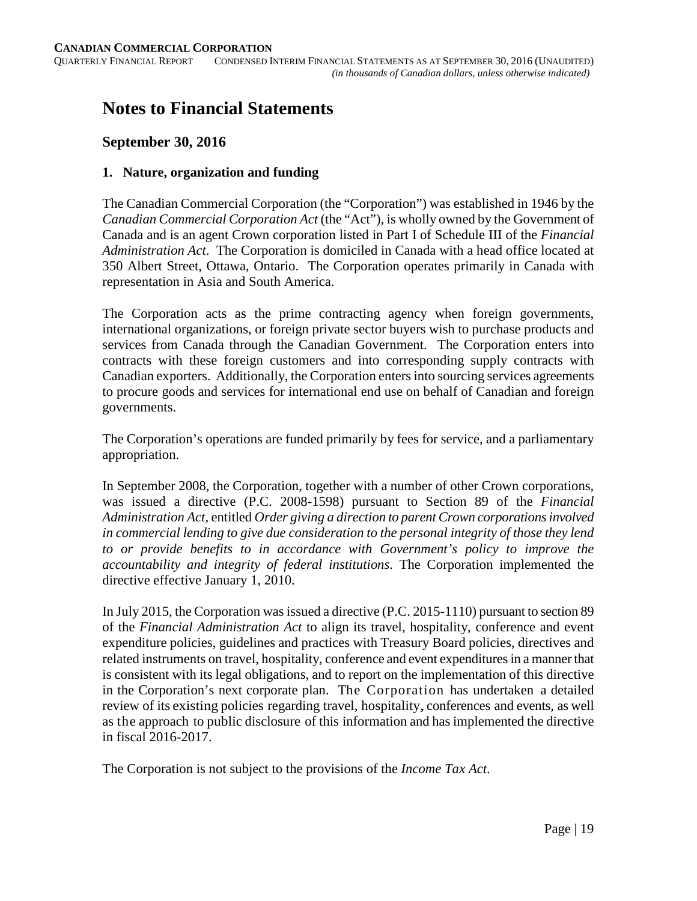# Notes to Financial Statements

## September 30, 2016

### 1. Nature, organization and funding

The Canadian Commercial Corporation (the "Corporation") was established in 1946 by the *Canadian Commercial Corporation Act* (the "Act"), is wholly owned by the Government of Canada and is an agent Crown corporation listed in Part I of Schedule III of the *Financial Administration Act*. The Corporation is domiciled in Canada with a head office located at 350 Albert Street, Ottawa, Ontario. The Corporation operates primarily in Canada with representation in Asia and South America.

The Corporation acts as the prime contracting agency when foreign governments, international organizations, or foreign private sector buyers wish to purchase products and services from Canada through the Canadian Government. The Corporation enters into contracts with these foreign customers and into corresponding supply contracts with Canadian exporters. Additionally, the Corporation enters into sourcing services agreements to procure goods and services for international end use on behalf of Canadian and foreign governments.

The Corporation's operations are funded primarily by fees for service, and a parliamentary appropriation.

In September 2008, the Corporation, together with a number of other Crown corporations, was issued a directive (P.C. 2008-1598) pursuant to Section 89 of the *Financial Administration Act*, entitled *Order giving a direction to parent Crown corporations involved in commercial lending to give due consideration to the personal integrity of those they lend to or provide benefits to in accordance with Government's policy to improve the accountability and integrity of federal institutions*. The Corporation implemented the directive effective January 1, 2010.

In July 2015, the Corporation was issued a directive (P.C. 2015-1110) pursuant to section 89 of the *Financial Administration Act* to align its travel, hospitality, conference and event expenditure policies, guidelines and practices with Treasury Board policies, directives and related instruments on travel, hospitality, conference and event expenditures in a manner that is consistent with its legal obligations, and to report on the implementation of this directive in the Corporation's next corporate plan. The Corporation has undertaken a detailed review of its existing policies regarding travel, hospitality, conferences and events, as well as the approach to public disclosure of this information and has implemented the directive in fiscal 2016-2017.

The Corporation is not subject to the provisions of the *Income Tax Act*.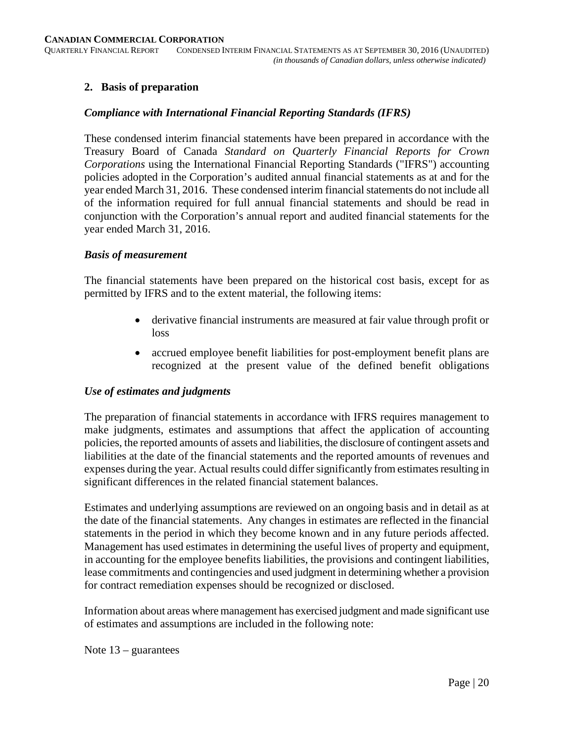## 2. Basis of preparation

### *Compliance with International Financial Reporting Standards (IFRS)*

These condensed interim financial statements have been prepared in accordance with the Treasury Board of Canada *Standard on Quarterly Financial Reports for Crown Corporations* using the International Financial Reporting Standards ("IFRS") accounting policies adopted in the Corporation's audited annual financial statements as at and for the year ended March 31, 2016. These condensed interim financial statements do not include all of the information required for full annual financial statements and should be read in conjunction with the Corporation's annual report and audited financial statements for the year ended March 31, 2016.

### *Basis of measurement*

The financial statements have been prepared on the historical cost basis, except for as permitted by IFRS and to the extent material, the following items:

- derivative financial instruments are measured at fair value through profit or loss
- accrued employee benefit liabilities for post-employment benefit plans are recognized at the present value of the defined benefit obligations

### *Use of estimates and judgments*

The preparation of financial statements in accordance with IFRS requires management to make judgments, estimates and assumptions that affect the application of accounting policies, the reported amounts of assets and liabilities, the disclosure of contingent assets and liabilities at the date of the financial statements and the reported amounts of revenues and expenses during the year. Actual results could differ significantly from estimates resulting in significant differences in the related financial statement balances.

Estimates and underlying assumptions are reviewed on an ongoing basis and in detail as at the date of the financial statements. Any changes in estimates are reflected in the financial statements in the period in which they become known and in any future periods affected. Management has used estimates in determining the useful lives of property and equipment, in accounting for the employee benefits liabilities, the provisions and contingent liabilities, lease commitments and contingencies and used judgment in determining whether a provision for contract remediation expenses should be recognized or disclosed.

Information about areas where management has exercised judgment and made significant use of estimates and assumptions are included in the following note:

Note 13 – guarantees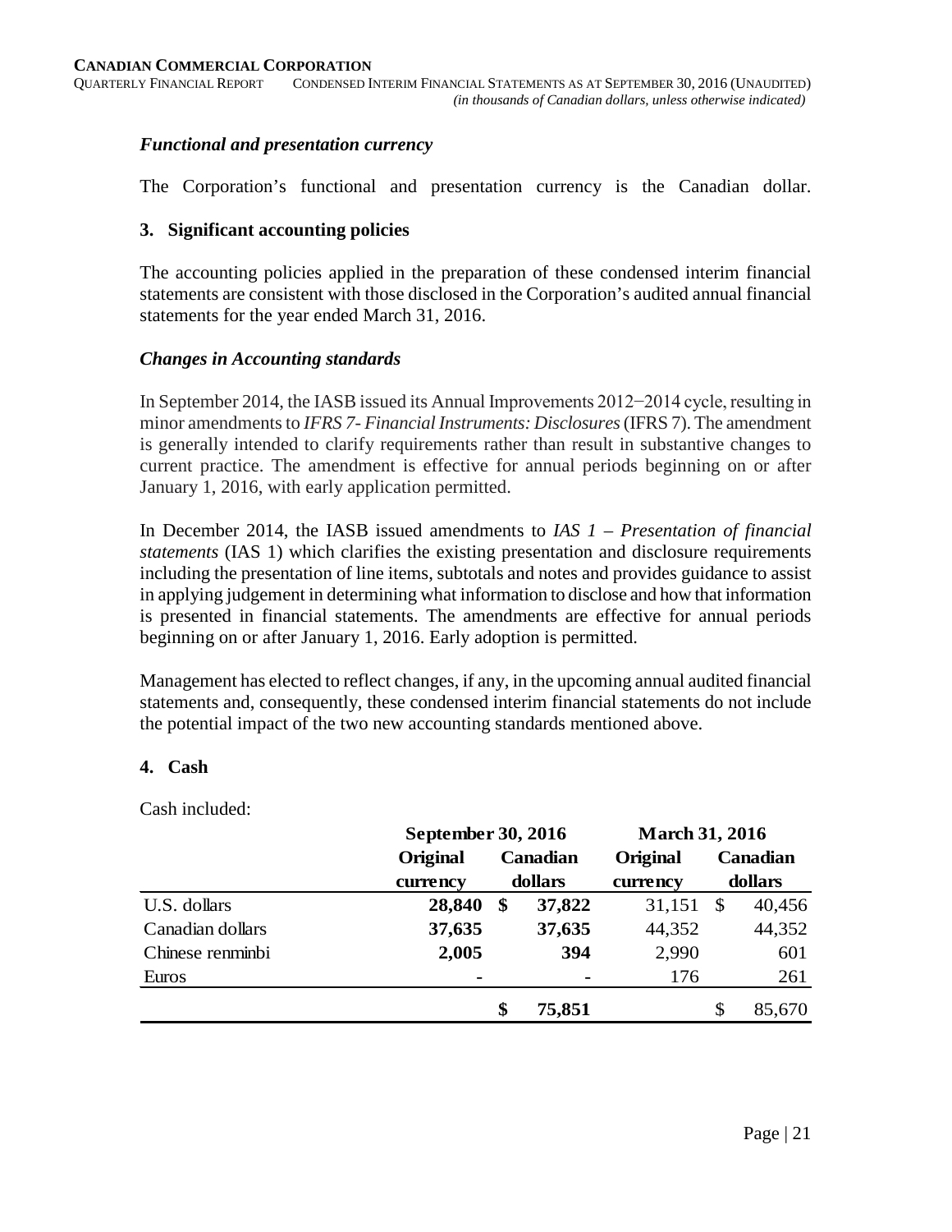### *Functional and presentation currency*

The Corporation's functional and presentation currency is the Canadian dollar.

### 3. Significant accounting policies

The accounting policies applied in the preparation of these condensed interim financial statements are consistent with those disclosed in the Corporation's audited annual financial statements for the year ended March 31, 2016.

### *Changes in Accounting standards*

In September 2014, the IASB issued its Annual Improvements 2012‒2014 cycle, resulting in minor amendments to *IFRS 7- Financial Instruments: Disclosures* (IFRS 7). The amendment is generally intended to clarify requirements rather than result in substantive changes to current practice. The amendment is effective for annual periods beginning on or after January 1, 2016, with early application permitted.

In December 2014, the IASB issued amendments to *IAS 1 – Presentation of financial statements* (IAS 1) which clarifies the existing presentation and disclosure requirements including the presentation of line items, subtotals and notes and provides guidance to assist in applying judgement in determining what information to disclose and how that information is presented in financial statements. The amendments are effective for annual periods beginning on or after January 1, 2016. Early adoption is permitted.

Management has elected to reflect changes, if any, in the upcoming annual audited financial statements and, consequently, these condensed interim financial statements do not include the potential impact of the two new accounting standards mentioned above.

### 4. Cash

Cash included:

| | **September 30, 2016** | | **March 31, 2016** | |
|---|---|---|---|---|
| | **Original currency** | **Canadian dollars** | **Original currency** | **Canadian dollars** |
| U.S. dollars | **28,840** | **$ 37,822** | 31,151 | $ 40,456 |
| Canadian dollars | **37,635** | **37,635** | 44,352 | 44,352 |
| Chinese renminbi | **2,005** | **394** | 2,990 | 601 |
| Euros | **-** | **-** | 176 | 261 |
| | | **$ 75,851** | | $ 85,670 |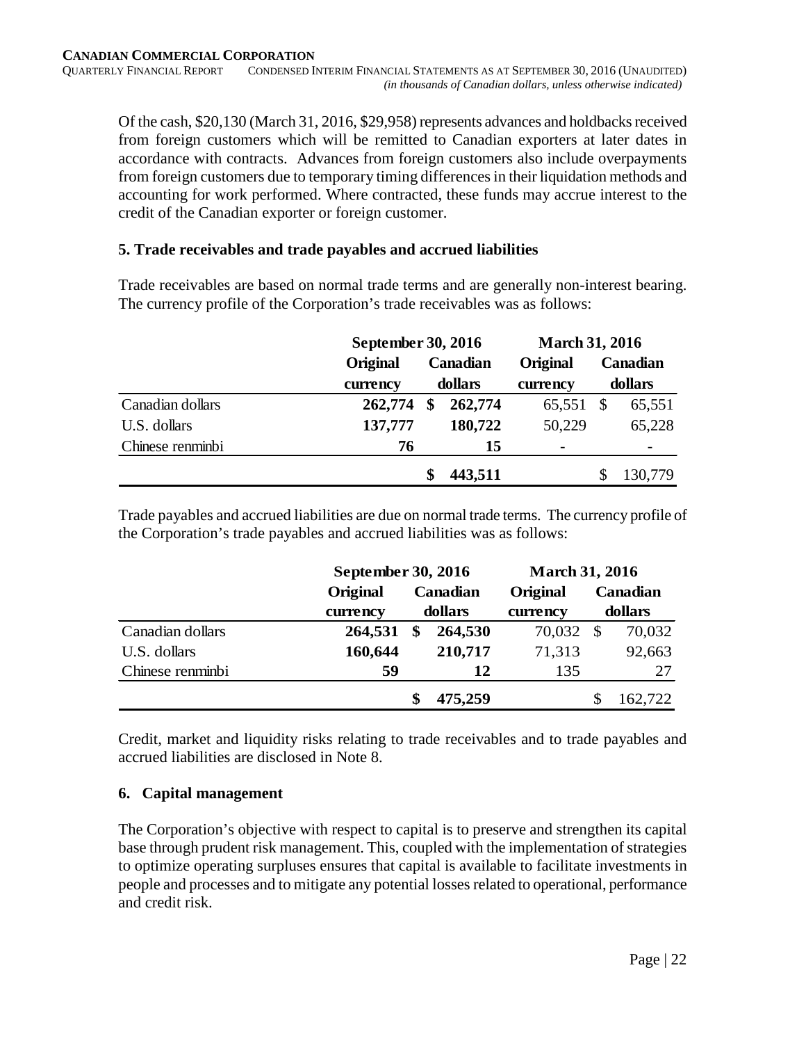Of the cash, $20,130 (March 31, 2016, $29,958) represents advances and holdbacks received from foreign customers which will be remitted to Canadian exporters at later dates in accordance with contracts. Advances from foreign customers also include overpayments from foreign customers due to temporary timing differences in their liquidation methods and accounting for work performed. Where contracted, these funds may accrue interest to the credit of the Canadian exporter or foreign customer.

## 5. Trade receivables and trade payables and accrued liabilities

Trade receivables are based on normal trade terms and are generally non-interest bearing. The currency profile of the Corporation's trade receivables was as follows:

| | September 30, 2016 | | March 31, 2016 | |
|---|---|---|---|---|
| | **Original currency** | **Canadian dollars** | **Original currency** | **Canadian dollars** |
| Canadian dollars | **262,774** | **$ 262,774** | 65,551 | $ 65,551 |
| U.S. dollars | **137,777** | **180,722** | 50,229 | 65,228 |
| Chinese renminbi | **76** | **15** | - | - |
| | | **$ 443,511** | | $ 130,779 |

Trade payables and accrued liabilities are due on normal trade terms. The currency profile of the Corporation's trade payables and accrued liabilities was as follows:

| | September 30, 2016 | | March 31, 2016 | |
|---|---|---|---|---|
| | **Original currency** | **Canadian dollars** | **Original currency** | **Canadian dollars** |
| Canadian dollars | **264,531** | **$ 264,530** | 70,032 | $ 70,032 |
| U.S. dollars | **160,644** | **210,717** | 71,313 | 92,663 |
| Chinese renminbi | **59** | **12** | 135 | 27 |
| | | **$ 475,259** | | $ 162,722 |

Credit, market and liquidity risks relating to trade receivables and to trade payables and accrued liabilities are disclosed in Note 8.

## 6. Capital management

The Corporation's objective with respect to capital is to preserve and strengthen its capital base through prudent risk management. This, coupled with the implementation of strategies to optimize operating surpluses ensures that capital is available to facilitate investments in people and processes and to mitigate any potential losses related to operational, performance and credit risk.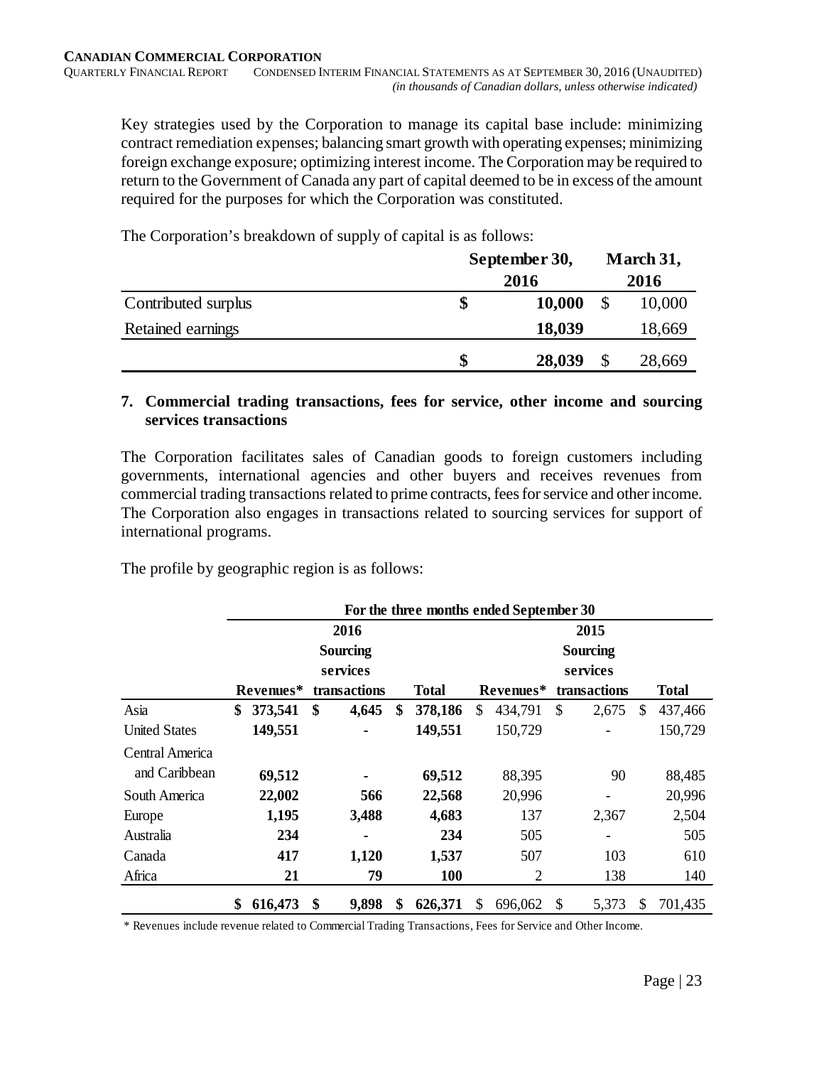Key strategies used by the Corporation to manage its capital base include: minimizing contract remediation expenses; balancing smart growth with operating expenses; minimizing foreign exchange exposure; optimizing interest income. The Corporation may be required to return to the Government of Canada any part of capital deemed to be in excess of the amount required for the purposes for which the Corporation was constituted.

The Corporation's breakdown of supply of capital is as follows:

| | September 30, 2016 | March 31, 2016 |
|---|---|---|
| Contributed surplus | **$ 10,000** | $ 10,000 |
| Retained earnings | **18,039** | 18,669 |
| | **$ 28,039** | $ 28,669 |

## 7. Commercial trading transactions, fees for service, other income and sourcing services transactions

The Corporation facilitates sales of Canadian goods to foreign customers including governments, international agencies and other buyers and receives revenues from commercial trading transactions related to prime contracts, fees for service and other income. The Corporation also engages in transactions related to sourcing services for support of international programs.

The profile by geographic region is as follows:

| | For the three months ended September 30 | | | | | |
|---|---|---|---|---|---|---|
| | 2016 | | | 2015 | | |
| | Revenues* | Sourcing services transactions | Total | Revenues* | Sourcing services transactions | Total |
| Asia | **$ 373,541** | **$ 4,645** | **$ 378,186** | $ 434,791 | $ 2,675 | $ 437,466 |
| United States | **149,551** | **-** | **149,551** | 150,729 | - | 150,729 |
| Central America and Caribbean | **69,512** | **-** | **69,512** | 88,395 | 90 | 88,485 |
| South America | **22,002** | **566** | **22,568** | 20,996 | - | 20,996 |
| Europe | **1,195** | **3,488** | **4,683** | 137 | 2,367 | 2,504 |
| Australia | **234** | **-** | **234** | 505 | - | 505 |
| Canada | **417** | **1,120** | **1,537** | 507 | 103 | 610 |
| Africa | **21** | **79** | **100** | 2 | 138 | 140 |
| | **$ 616,473** | **$ 9,898** | **$ 626,371** | $ 696,062 | $ 5,373 | $ 701,435 |

\* Revenues include revenue related to Commercial Trading Transactions, Fees for Service and Other Income.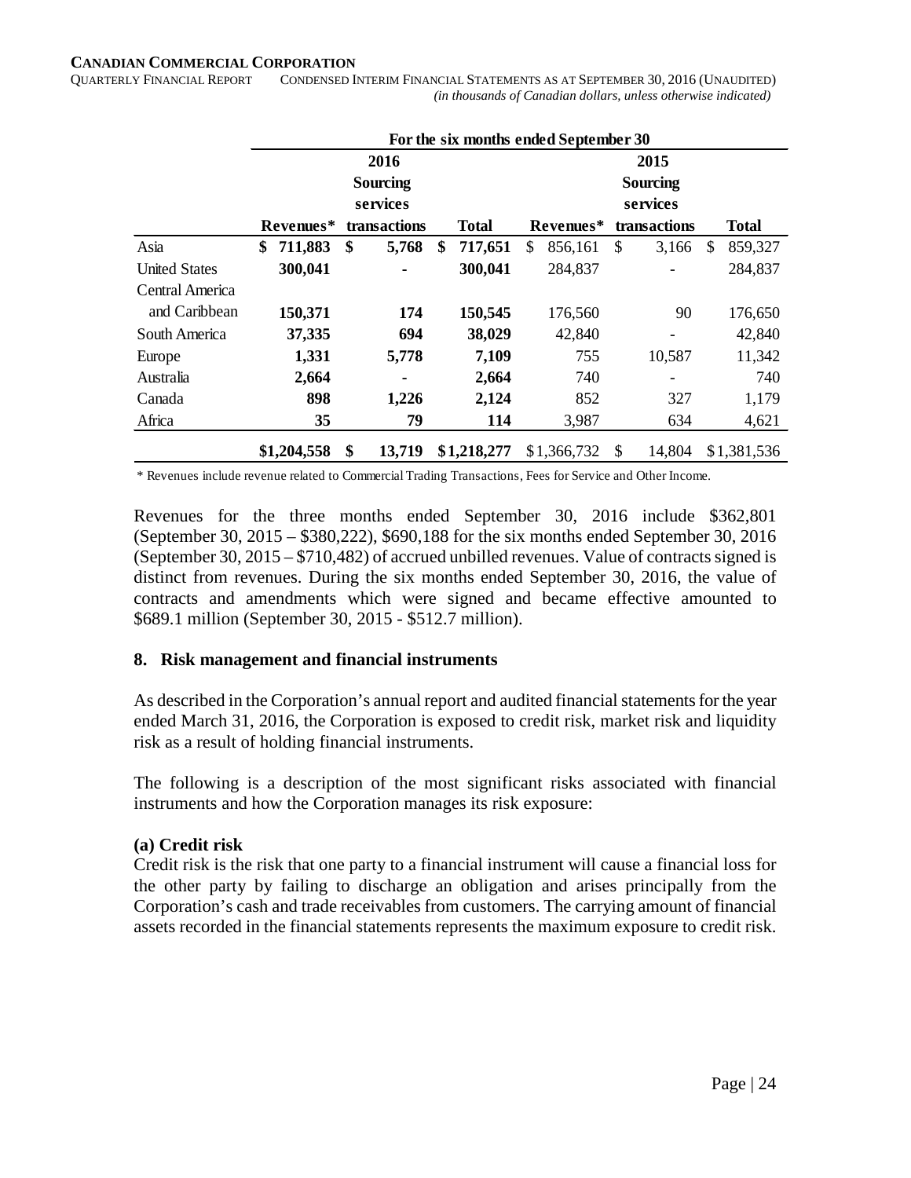| | For the six months ended September 30 | | | | | |
|---|---|---|---|---|---|---|
| | 2016 | | | 2015 | | |
| | Revenues* | Sourcing services transactions | Total | Revenues* | Sourcing services transactions | Total |
| Asia | **$ 711,883** | **$ 5,768** | **$ 717,651** | $ 856,161 | $ 3,166 | $ 859,327 |
| United States | **300,041** | **-** | **300,041** | 284,837 | - | 284,837 |
| Central America and Caribbean | **150,371** | **174** | **150,545** | 176,560 | 90 | 176,650 |
| South America | **37,335** | **694** | **38,029** | 42,840 | - | 42,840 |
| Europe | **1,331** | **5,778** | **7,109** | 755 | 10,587 | 11,342 |
| Australia | **2,664** | **-** | **2,664** | 740 | - | 740 |
| Canada | **898** | **1,226** | **2,124** | 852 | 327 | 1,179 |
| Africa | **35** | **79** | **114** | 3,987 | 634 | 4,621 |
| | **$1,204,558** | **$ 13,719** | **$1,218,277** | $1,366,732 | $ 14,804 | $1,381,536 |

\* Revenues include revenue related to Commercial Trading Transactions, Fees for Service and Other Income.

Revenues for the three months ended September 30, 2016 include $362,801 (September 30, 2015 – $380,222), $690,188 for the six months ended September 30, 2016 (September 30, 2015 – $710,482) of accrued unbilled revenues. Value of contracts signed is distinct from revenues. During the six months ended September 30, 2016, the value of contracts and amendments which were signed and became effective amounted to $689.1 million (September 30, 2015 - $512.7 million).

## 8. Risk management and financial instruments

As described in the Corporation's annual report and audited financial statements for the year ended March 31, 2016, the Corporation is exposed to credit risk, market risk and liquidity risk as a result of holding financial instruments.

The following is a description of the most significant risks associated with financial instruments and how the Corporation manages its risk exposure:

### (a) Credit risk

Credit risk is the risk that one party to a financial instrument will cause a financial loss for the other party by failing to discharge an obligation and arises principally from the Corporation's cash and trade receivables from customers. The carrying amount of financial assets recorded in the financial statements represents the maximum exposure to credit risk.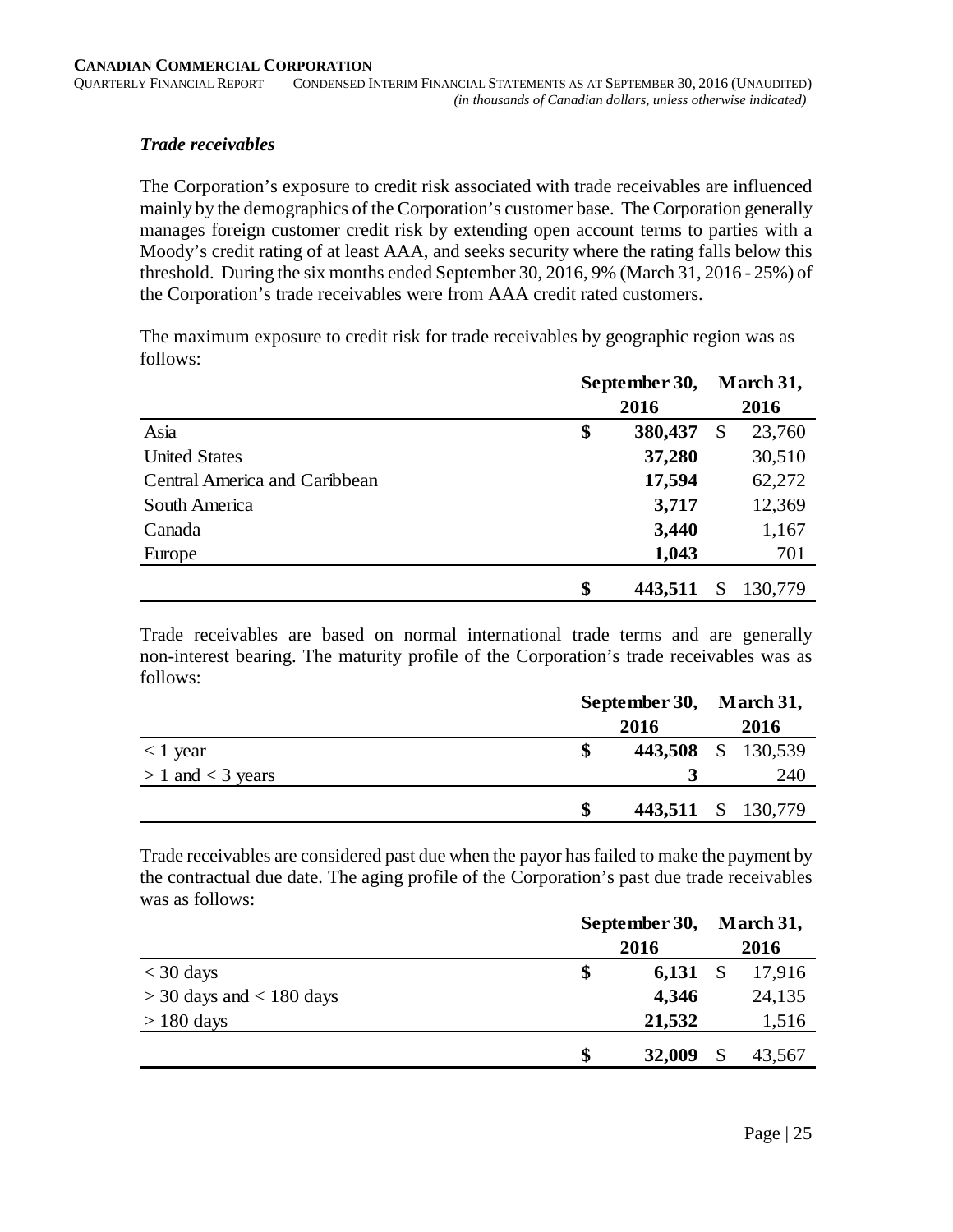### *Trade receivables*

The Corporation's exposure to credit risk associated with trade receivables are influenced mainly by the demographics of the Corporation's customer base. The Corporation generally manages foreign customer credit risk by extending open account terms to parties with a Moody's credit rating of at least AAA, and seeks security where the rating falls below this threshold. During the six months ended September 30, 2016, 9% (March 31, 2016 - 25%) of the Corporation's trade receivables were from AAA credit rated customers.

The maximum exposure to credit risk for trade receivables by geographic region was as follows:

| | September 30, 2016 | March 31, 2016 |
|---|---|---|
| Asia | **$ 380,437** | $ 23,760 |
| United States | **37,280** | 30,510 |
| Central America and Caribbean | **17,594** | 62,272 |
| South America | **3,717** | 12,369 |
| Canada | **3,440** | 1,167 |
| Europe | **1,043** | 701 |
| | **$ 443,511** | $ 130,779 |

Trade receivables are based on normal international trade terms and are generally non-interest bearing. The maturity profile of the Corporation's trade receivables was as follows:

| | September 30, 2016 | March 31, 2016 |
|---|---|---|
| < 1 year | **$ 443,508** | $ 130,539 |
| > 1 and < 3 years | **3** | 240 |
| | **$ 443,511** | $ 130,779 |

Trade receivables are considered past due when the payor has failed to make the payment by the contractual due date. The aging profile of the Corporation's past due trade receivables was as follows:

| | September 30, 2016 | March 31, 2016 |
|---|---|---|
| < 30 days | **$ 6,131** | $ 17,916 |
| > 30 days and < 180 days | **4,346** | 24,135 |
| > 180 days | **21,532** | 1,516 |
| | **$ 32,009** | $ 43,567 |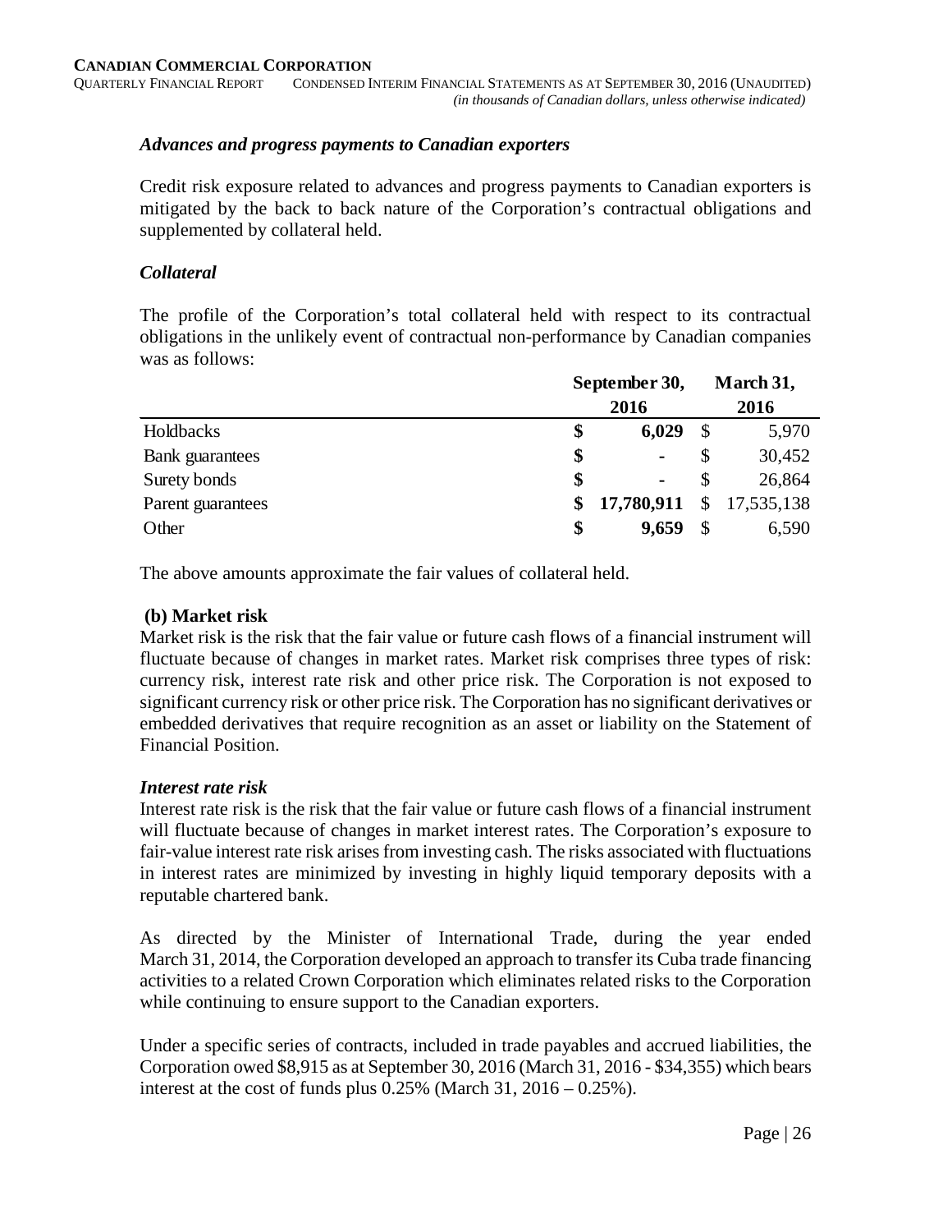### *Advances and progress payments to Canadian exporters*

Credit risk exposure related to advances and progress payments to Canadian exporters is mitigated by the back to back nature of the Corporation's contractual obligations and supplemented by collateral held.

### *Collateral*

The profile of the Corporation's total collateral held with respect to its contractual obligations in the unlikely event of contractual non-performance by Canadian companies was as follows:

| | September 30, 2016 | March 31, 2016 |
|---|---|---|
| Holdbacks | $ **6,029** | $ 5,970 |
| Bank guarantees | $ **-** | $ 30,452 |
| Surety bonds | $ **-** | $ 26,864 |
| Parent guarantees | $ **17,780,911** | $ 17,535,138 |
| Other | $ **9,659** | $ 6,590 |

The above amounts approximate the fair values of collateral held.

**(b) Market risk**

Market risk is the risk that the fair value or future cash flows of a financial instrument will fluctuate because of changes in market rates. Market risk comprises three types of risk: currency risk, interest rate risk and other price risk. The Corporation is not exposed to significant currency risk or other price risk. The Corporation has no significant derivatives or embedded derivatives that require recognition as an asset or liability on the Statement of Financial Position.

***Interest rate risk***

Interest rate risk is the risk that the fair value or future cash flows of a financial instrument will fluctuate because of changes in market interest rates. The Corporation's exposure to fair-value interest rate risk arises from investing cash. The risks associated with fluctuations in interest rates are minimized by investing in highly liquid temporary deposits with a reputable chartered bank.

As directed by the Minister of International Trade, during the year ended March 31, 2014, the Corporation developed an approach to transfer its Cuba trade financing activities to a related Crown Corporation which eliminates related risks to the Corporation while continuing to ensure support to the Canadian exporters.

Under a specific series of contracts, included in trade payables and accrued liabilities, the Corporation owed $8,915 as at September 30, 2016 (March 31, 2016 - $34,355) which bears interest at the cost of funds plus 0.25% (March 31, 2016 – 0.25%).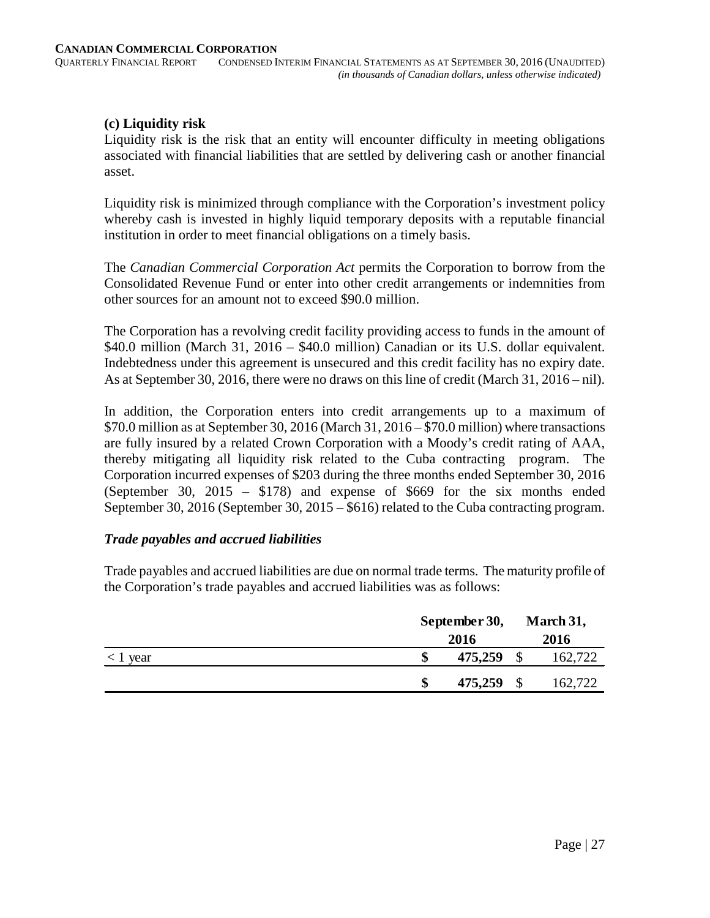### (c) Liquidity risk

Liquidity risk is the risk that an entity will encounter difficulty in meeting obligations associated with financial liabilities that are settled by delivering cash or another financial asset.

Liquidity risk is minimized through compliance with the Corporation's investment policy whereby cash is invested in highly liquid temporary deposits with a reputable financial institution in order to meet financial obligations on a timely basis.

The *Canadian Commercial Corporation Act* permits the Corporation to borrow from the Consolidated Revenue Fund or enter into other credit arrangements or indemnities from other sources for an amount not to exceed $90.0 million.

The Corporation has a revolving credit facility providing access to funds in the amount of $40.0 million (March 31, 2016 – $40.0 million) Canadian or its U.S. dollar equivalent. Indebtedness under this agreement is unsecured and this credit facility has no expiry date. As at September 30, 2016, there were no draws on this line of credit (March 31, 2016 – nil).

In addition, the Corporation enters into credit arrangements up to a maximum of $70.0 million as at September 30, 2016 (March 31, 2016 – $70.0 million) where transactions are fully insured by a related Crown Corporation with a Moody's credit rating of AAA, thereby mitigating all liquidity risk related to the Cuba contracting program. The Corporation incurred expenses of $203 during the three months ended September 30, 2016 (September 30, 2015 – $178) and expense of $669 for the six months ended September 30, 2016 (September 30, 2015 – $616) related to the Cuba contracting program.

#### *Trade payables and accrued liabilities*

Trade payables and accrued liabilities are due on normal trade terms. The maturity profile of the Corporation's trade payables and accrued liabilities was as follows:

| | September 30, 2016 | March 31, 2016 |
|---|---|---|
| < 1 year | **$ 475,259** | $ 162,722 |
| | **$ 475,259** | $ 162,722 |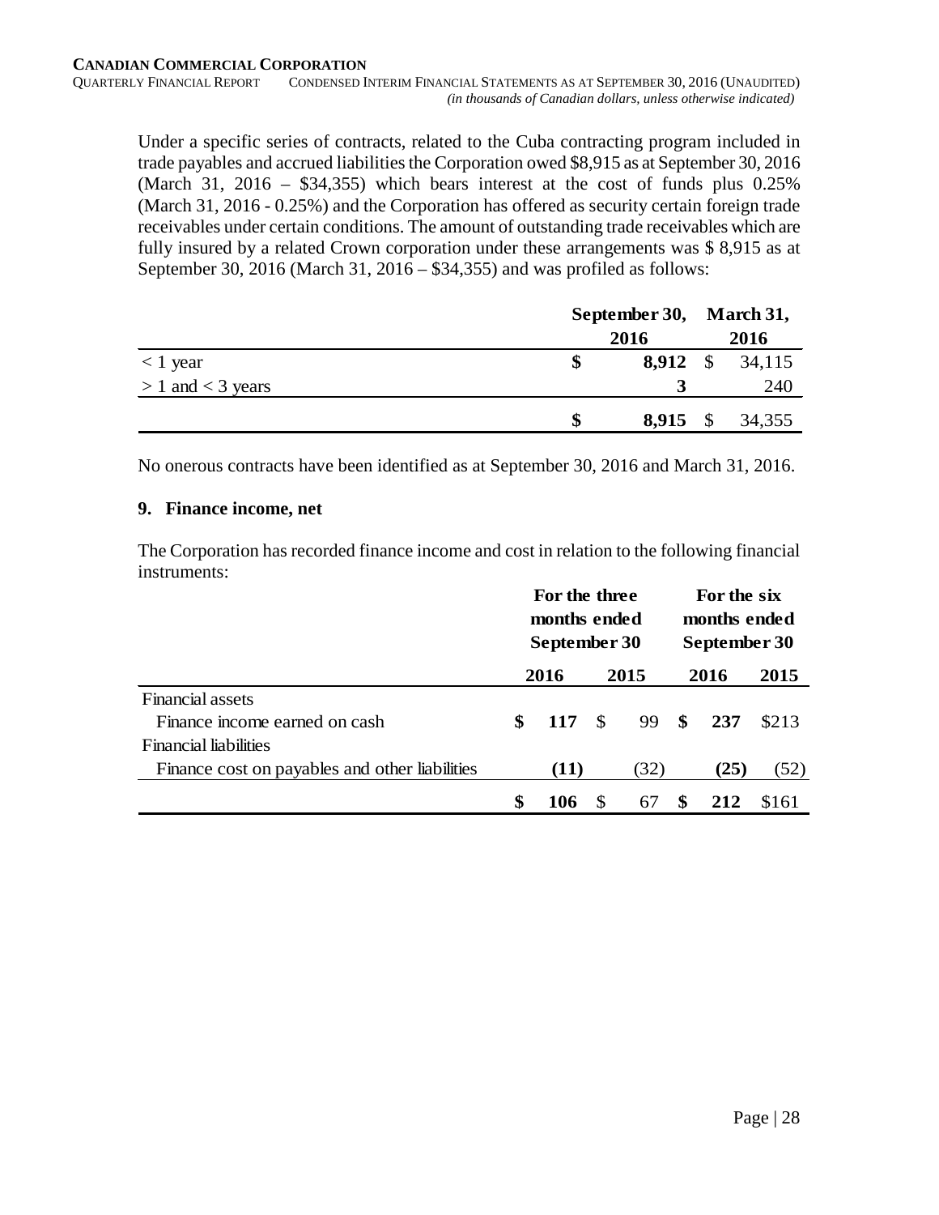Under a specific series of contracts, related to the Cuba contracting program included in trade payables and accrued liabilities the Corporation owed $8,915 as at September 30, 2016 (March 31, 2016 – $34,355) which bears interest at the cost of funds plus 0.25% (March 31, 2016 - 0.25%) and the Corporation has offered as security certain foreign trade receivables under certain conditions. The amount of outstanding trade receivables which are fully insured by a related Crown corporation under these arrangements was $ 8,915 as at September 30, 2016 (March 31, 2016 – $34,355) and was profiled as follows:

| | September 30, 2016 | March 31, 2016 |
|---|---|---|
| < 1 year | **$ 8,912** | $ 34,115 |
| > 1 and < 3 years | **3** | 240 |
| | **$ 8,915** | $ 34,355 |

No onerous contracts have been identified as at September 30, 2016 and March 31, 2016.

### 9. Finance income, net

The Corporation has recorded finance income and cost in relation to the following financial instruments:

| | For the three months ended September 30 | | For the six months ended September 30 | |
|---|---|---|---|---|
| | **2016** | **2015** | **2016** | **2015** |
| Financial assets | | | | |
| Finance income earned on cash | **$ 117** | $ 99 | **$ 237** | $213 |
| Financial liabilities | | | | |
| Finance cost on payables and other liabilities | **(11)** | (32) | **(25)** | (52) |
| | **$ 106** | $ 67 | **$ 212** | $161 |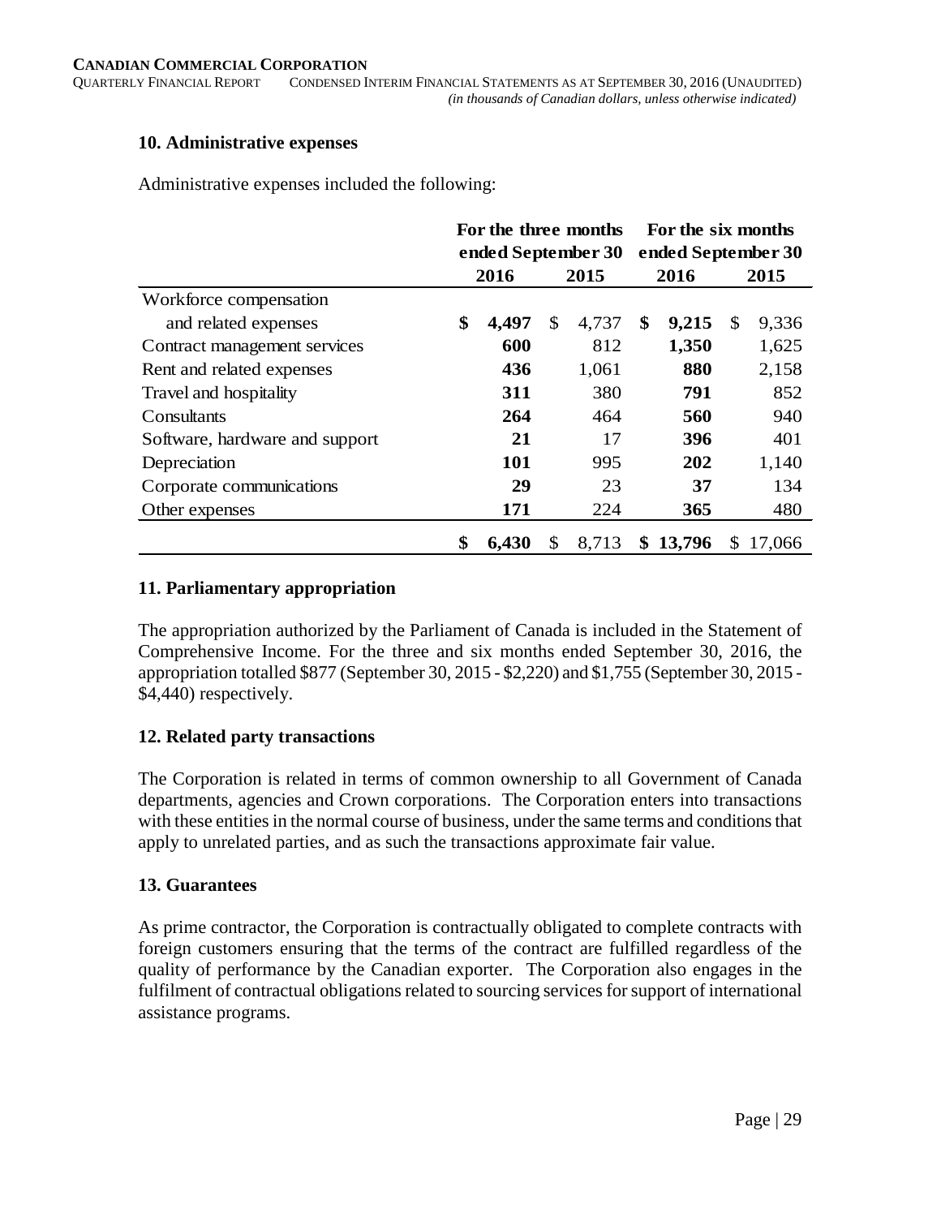## 10. Administrative expenses

Administrative expenses included the following:

| | For the three months ended September 30 | | For the six months ended September 30 | |
|---|---|---|---|---|
| | **2016** | **2015** | **2016** | **2015** |
| Workforce compensation and related expenses | **$ 4,497** | $ 4,737 | **$ 9,215** | $ 9,336 |
| Contract management services | **600** | 812 | **1,350** | 1,625 |
| Rent and related expenses | **436** | 1,061 | **880** | 2,158 |
| Travel and hospitality | **311** | 380 | **791** | 852 |
| Consultants | **264** | 464 | **560** | 940 |
| Software, hardware and support | **21** | 17 | **396** | 401 |
| Depreciation | **101** | 995 | **202** | 1,140 |
| Corporate communications | **29** | 23 | **37** | 134 |
| Other expenses | **171** | 224 | **365** | 480 |
| | **$ 6,430** | $ 8,713 | **$ 13,796** | $ 17,066 |

## 11. Parliamentary appropriation

The appropriation authorized by the Parliament of Canada is included in the Statement of Comprehensive Income. For the three and six months ended September 30, 2016, the appropriation totalled $877 (September 30, 2015 - $2,220) and $1,755 (September 30, 2015 - $4,440) respectively.

## 12. Related party transactions

The Corporation is related in terms of common ownership to all Government of Canada departments, agencies and Crown corporations. The Corporation enters into transactions with these entities in the normal course of business, under the same terms and conditions that apply to unrelated parties, and as such the transactions approximate fair value.

## 13. Guarantees

As prime contractor, the Corporation is contractually obligated to complete contracts with foreign customers ensuring that the terms of the contract are fulfilled regardless of the quality of performance by the Canadian exporter. The Corporation also engages in the fulfilment of contractual obligations related to sourcing services for support of international assistance programs.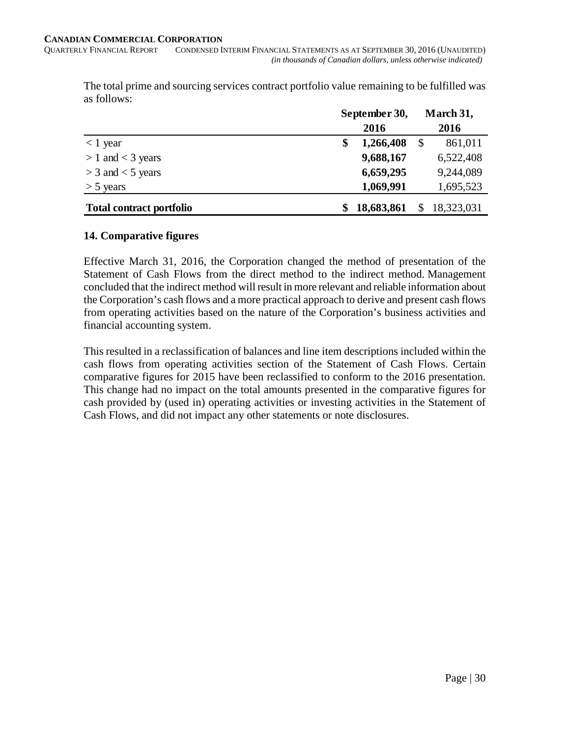The total prime and sourcing services contract portfolio value remaining to be fulfilled was as follows:

| | September 30, 2016 | March 31, 2016 |
|---|---|---|
| < 1 year | **$ 1,266,408** | $ 861,011 |
| > 1 and < 3 years | **9,688,167** | 6,522,408 |
| > 3 and < 5 years | **6,659,295** | 9,244,089 |
| > 5 years | **1,069,991** | 1,695,523 |
| **Total contract portfolio** | **$ 18,683,861** | $ 18,323,031 |

## 14. Comparative figures

Effective March 31, 2016, the Corporation changed the method of presentation of the Statement of Cash Flows from the direct method to the indirect method. Management concluded that the indirect method will result in more relevant and reliable information about the Corporation's cash flows and a more practical approach to derive and present cash flows from operating activities based on the nature of the Corporation's business activities and financial accounting system.

This resulted in a reclassification of balances and line item descriptions included within the cash flows from operating activities section of the Statement of Cash Flows. Certain comparative figures for 2015 have been reclassified to conform to the 2016 presentation. This change had no impact on the total amounts presented in the comparative figures for cash provided by (used in) operating activities or investing activities in the Statement of Cash Flows, and did not impact any other statements or note disclosures.